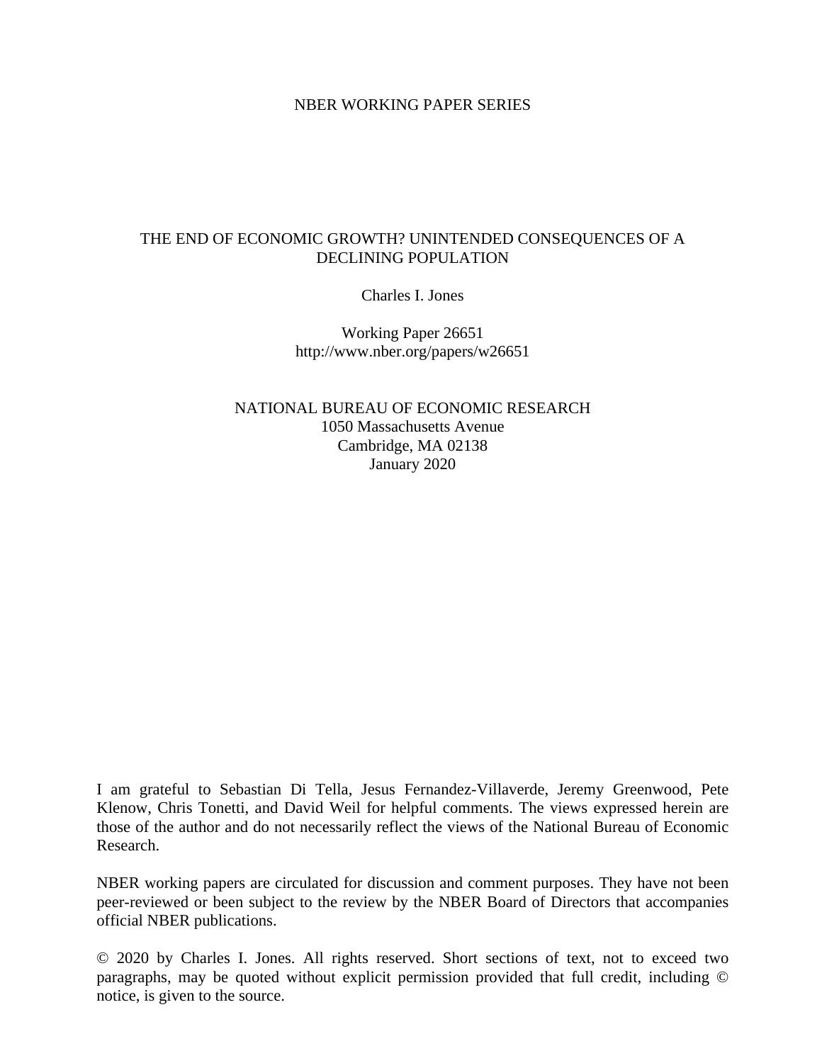NBER WORKING PAPER SERIES

# THE END OF ECONOMIC GROWTH? UNINTENDED CONSEQUENCES OF A DECLINING POPULATION

Charles I. Jones

Working Paper 26651
http://www.nber.org/papers/w26651

NATIONAL BUREAU OF ECONOMIC RESEARCH
1050 Massachusetts Avenue
Cambridge, MA 02138
January 2020

I am grateful to Sebastian Di Tella, Jesus Fernandez-Villaverde, Jeremy Greenwood, Pete Klenow, Chris Tonetti, and David Weil for helpful comments. The views expressed herein are those of the author and do not necessarily reflect the views of the National Bureau of Economic Research.

NBER working papers are circulated for discussion and comment purposes. They have not been peer-reviewed or been subject to the review by the NBER Board of Directors that accompanies official NBER publications.

© 2020 by Charles I. Jones. All rights reserved. Short sections of text, not to exceed two paragraphs, may be quoted without explicit permission provided that full credit, including © notice, is given to the source.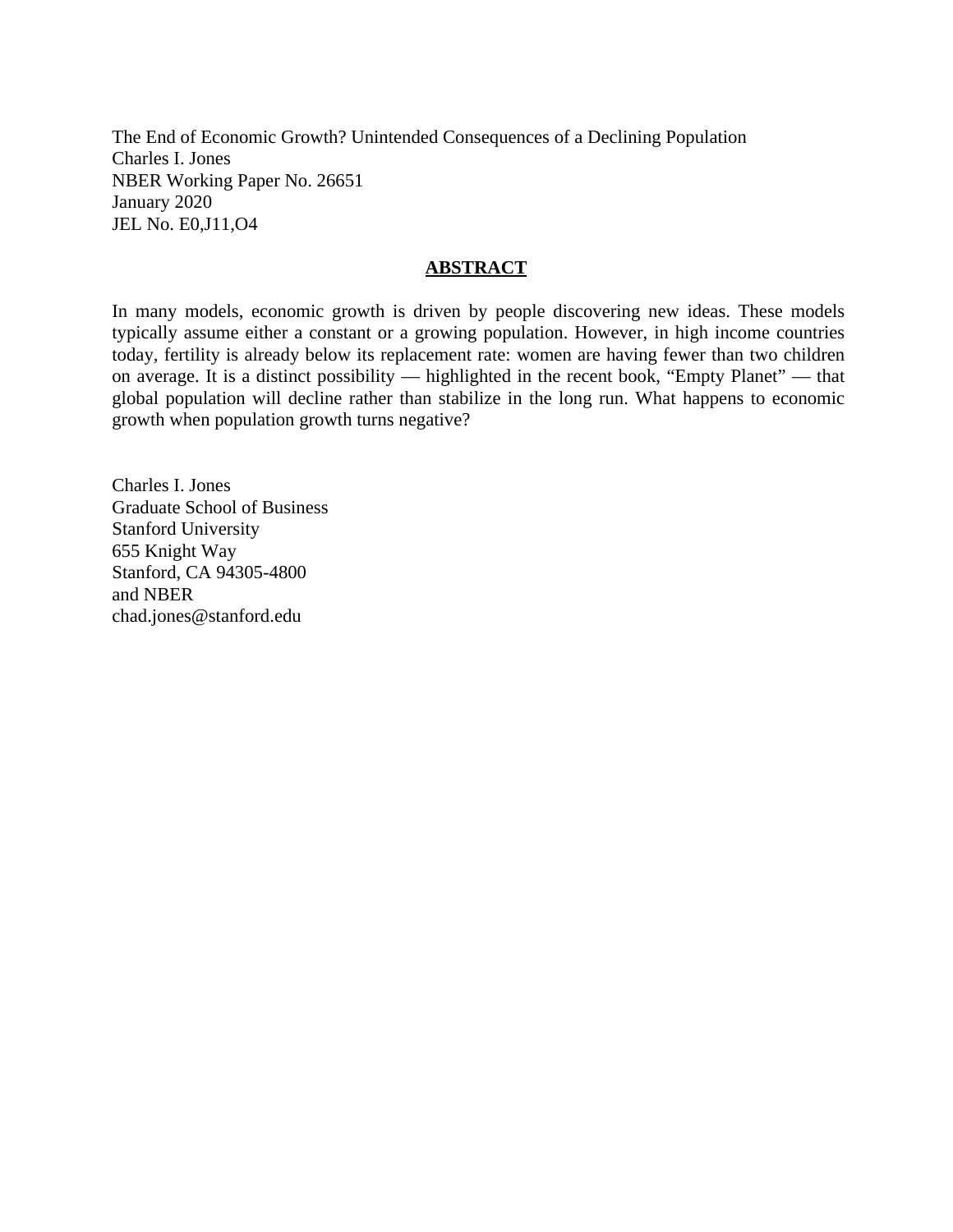The End of Economic Growth? Unintended Consequences of a Declining Population
Charles I. Jones
NBER Working Paper No. 26651
January 2020
JEL No. E0,J11,O4

## ABSTRACT

In many models, economic growth is driven by people discovering new ideas. These models typically assume either a constant or a growing population. However, in high income countries today, fertility is already below its replacement rate: women are having fewer than two children on average. It is a distinct possibility — highlighted in the recent book, “Empty Planet” — that global population will decline rather than stabilize in the long run. What happens to economic growth when population growth turns negative?

Charles I. Jones
Graduate School of Business
Stanford University
655 Knight Way
Stanford, CA 94305-4800
and NBER
chad.jones@stanford.edu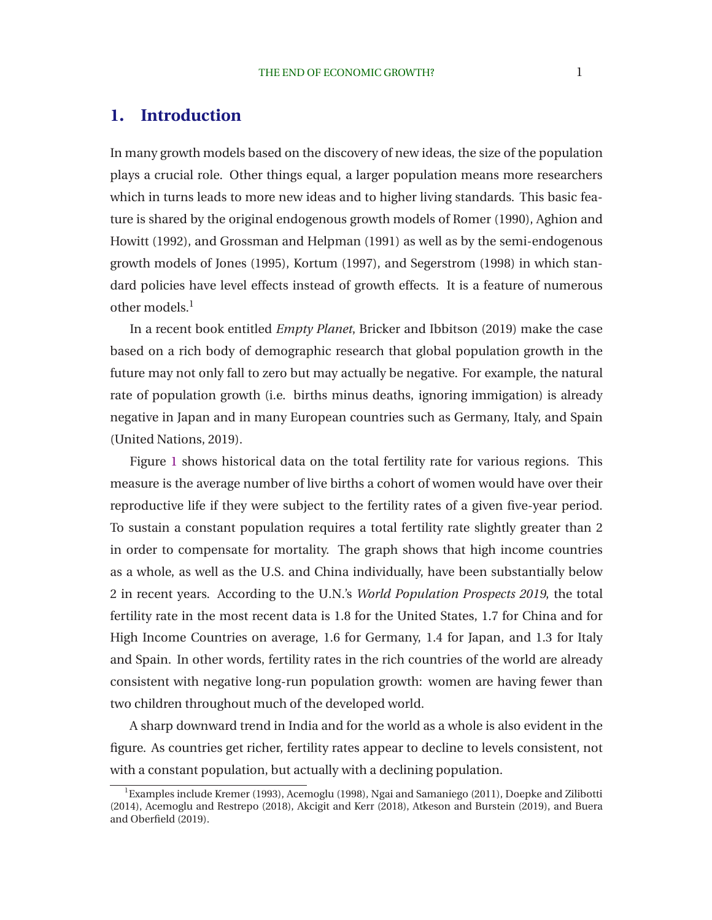# 1. Introduction

In many growth models based on the discovery of new ideas, the size of the population plays a crucial role. Other things equal, a larger population means more researchers which in turns leads to more new ideas and to higher living standards. This basic feature is shared by the original endogenous growth models of Romer (1990), Aghion and Howitt (1992), and Grossman and Helpman (1991) as well as by the semi-endogenous growth models of Jones (1995), Kortum (1997), and Segerstrom (1998) in which standard policies have level effects instead of growth effects. It is a feature of numerous other models.[1]

In a recent book entitled *Empty Planet*, Bricker and Ibbitson (2019) make the case based on a rich body of demographic research that global population growth in the future may not only fall to zero but may actually be negative. For example, the natural rate of population growth (i.e. births minus deaths, ignoring immigation) is already negative in Japan and in many European countries such as Germany, Italy, and Spain (United Nations, 2019).

Figure 1 shows historical data on the total fertility rate for various regions. This measure is the average number of live births a cohort of women would have over their reproductive life if they were subject to the fertility rates of a given five-year period. To sustain a constant population requires a total fertility rate slightly greater than 2 in order to compensate for mortality. The graph shows that high income countries as a whole, as well as the U.S. and China individually, have been substantially below 2 in recent years. According to the U.N.'s *World Population Prospects 2019*, the total fertility rate in the most recent data is 1.8 for the United States, 1.7 for China and for High Income Countries on average, 1.6 for Germany, 1.4 for Japan, and 1.3 for Italy and Spain. In other words, fertility rates in the rich countries of the world are already consistent with negative long-run population growth: women are having fewer than two children throughout much of the developed world.

A sharp downward trend in India and for the world as a whole is also evident in the figure. As countries get richer, fertility rates appear to decline to levels consistent, not with a constant population, but actually with a declining population.

[1] Examples include Kremer (1993), Acemoglu (1998), Ngai and Samaniego (2011), Doepke and Zilibotti (2014), Acemoglu and Restrepo (2018), Akcigit and Kerr (2018), Atkeson and Burstein (2019), and Buera and Oberfield (2019).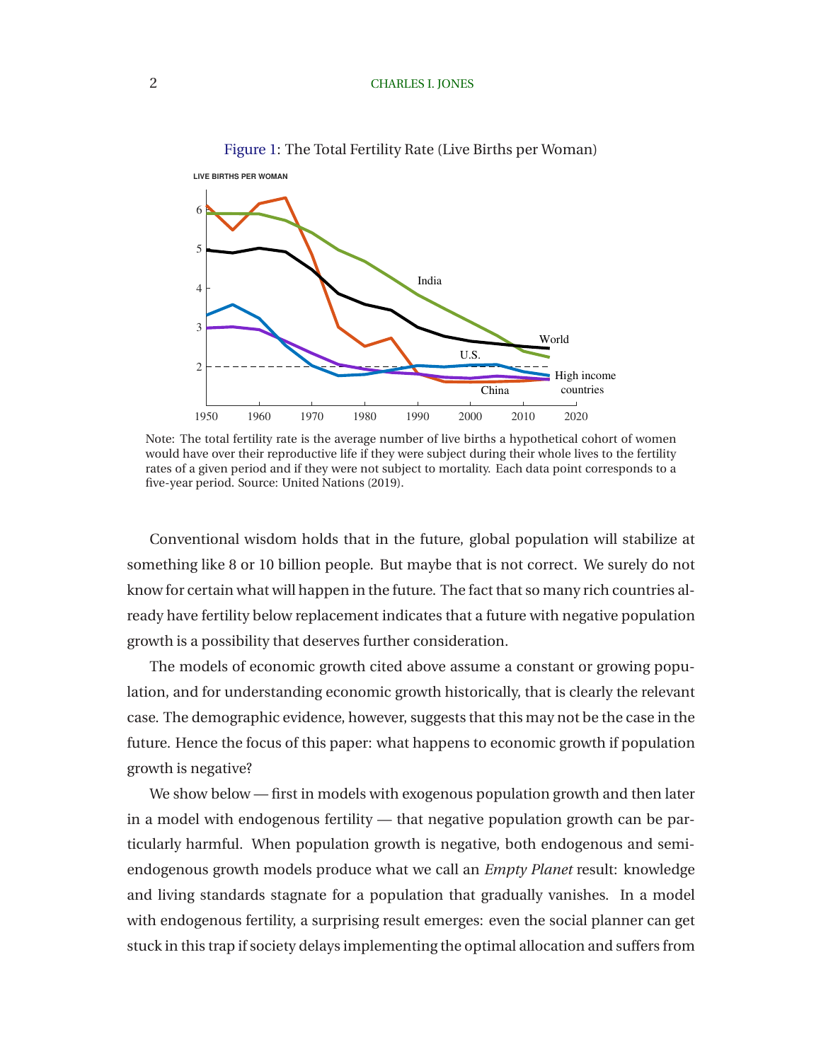Figure 1: The Total Fertility Rate (Live Births per Woman)

Note: The total fertility rate is the average number of live births a hypothetical cohort of women would have over their reproductive life if they were subject during their whole lives to the fertility rates of a given period and if they were not subject to mortality. Each data point corresponds to a five-year period. Source: United Nations (2019).

Conventional wisdom holds that in the future, global population will stabilize at something like 8 or 10 billion people. But maybe that is not correct. We surely do not know for certain what will happen in the future. The fact that so many rich countries already have fertility below replacement indicates that a future with negative population growth is a possibility that deserves further consideration.

The models of economic growth cited above assume a constant or growing population, and for understanding economic growth historically, that is clearly the relevant case. The demographic evidence, however, suggests that this may not be the case in the future. Hence the focus of this paper: what happens to economic growth if population growth is negative?

We show below — first in models with exogenous population growth and then later in a model with endogenous fertility — that negative population growth can be particularly harmful. When population growth is negative, both endogenous and semi-endogenous growth models produce what we call an *Empty Planet* result: knowledge and living standards stagnate for a population that gradually vanishes. In a model with endogenous fertility, a surprising result emerges: even the social planner can get stuck in this trap if society delays implementing the optimal allocation and suffers from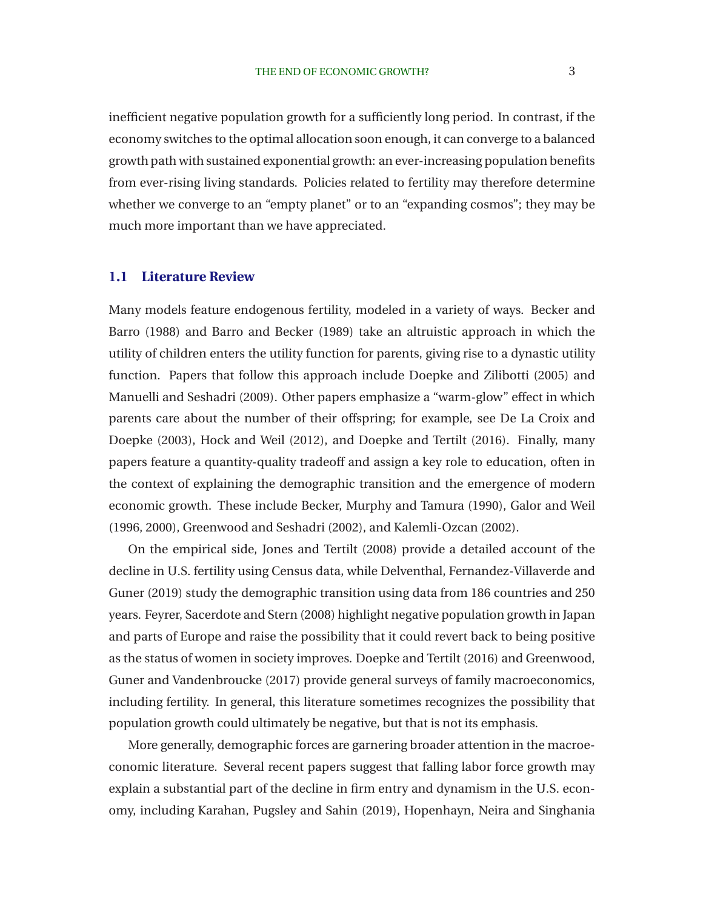inefficient negative population growth for a sufficiently long period. In contrast, if the economy switches to the optimal allocation soon enough, it can converge to a balanced growth path with sustained exponential growth: an ever-increasing population benefits from ever-rising living standards. Policies related to fertility may therefore determine whether we converge to an "empty planet" or to an "expanding cosmos"; they may be much more important than we have appreciated.

## 1.1 Literature Review

Many models feature endogenous fertility, modeled in a variety of ways. Becker and Barro (1988) and Barro and Becker (1989) take an altruistic approach in which the utility of children enters the utility function for parents, giving rise to a dynastic utility function. Papers that follow this approach include Doepke and Zilibotti (2005) and Manuelli and Seshadri (2009). Other papers emphasize a "warm-glow" effect in which parents care about the number of their offspring; for example, see De La Croix and Doepke (2003), Hock and Weil (2012), and Doepke and Tertilt (2016). Finally, many papers feature a quantity-quality tradeoff and assign a key role to education, often in the context of explaining the demographic transition and the emergence of modern economic growth. These include Becker, Murphy and Tamura (1990), Galor and Weil (1996, 2000), Greenwood and Seshadri (2002), and Kalemli-Ozcan (2002).

On the empirical side, Jones and Tertilt (2008) provide a detailed account of the decline in U.S. fertility using Census data, while Delventhal, Fernandez-Villaverde and Guner (2019) study the demographic transition using data from 186 countries and 250 years. Feyrer, Sacerdote and Stern (2008) highlight negative population growth in Japan and parts of Europe and raise the possibility that it could revert back to being positive as the status of women in society improves. Doepke and Tertilt (2016) and Greenwood, Guner and Vandenbroucke (2017) provide general surveys of family macroeconomics, including fertility. In general, this literature sometimes recognizes the possibility that population growth could ultimately be negative, but that is not its emphasis.

More generally, demographic forces are garnering broader attention in the macroeconomic literature. Several recent papers suggest that falling labor force growth may explain a substantial part of the decline in firm entry and dynamism in the U.S. economy, including Karahan, Pugsley and Sahin (2019), Hopenhayn, Neira and Singhania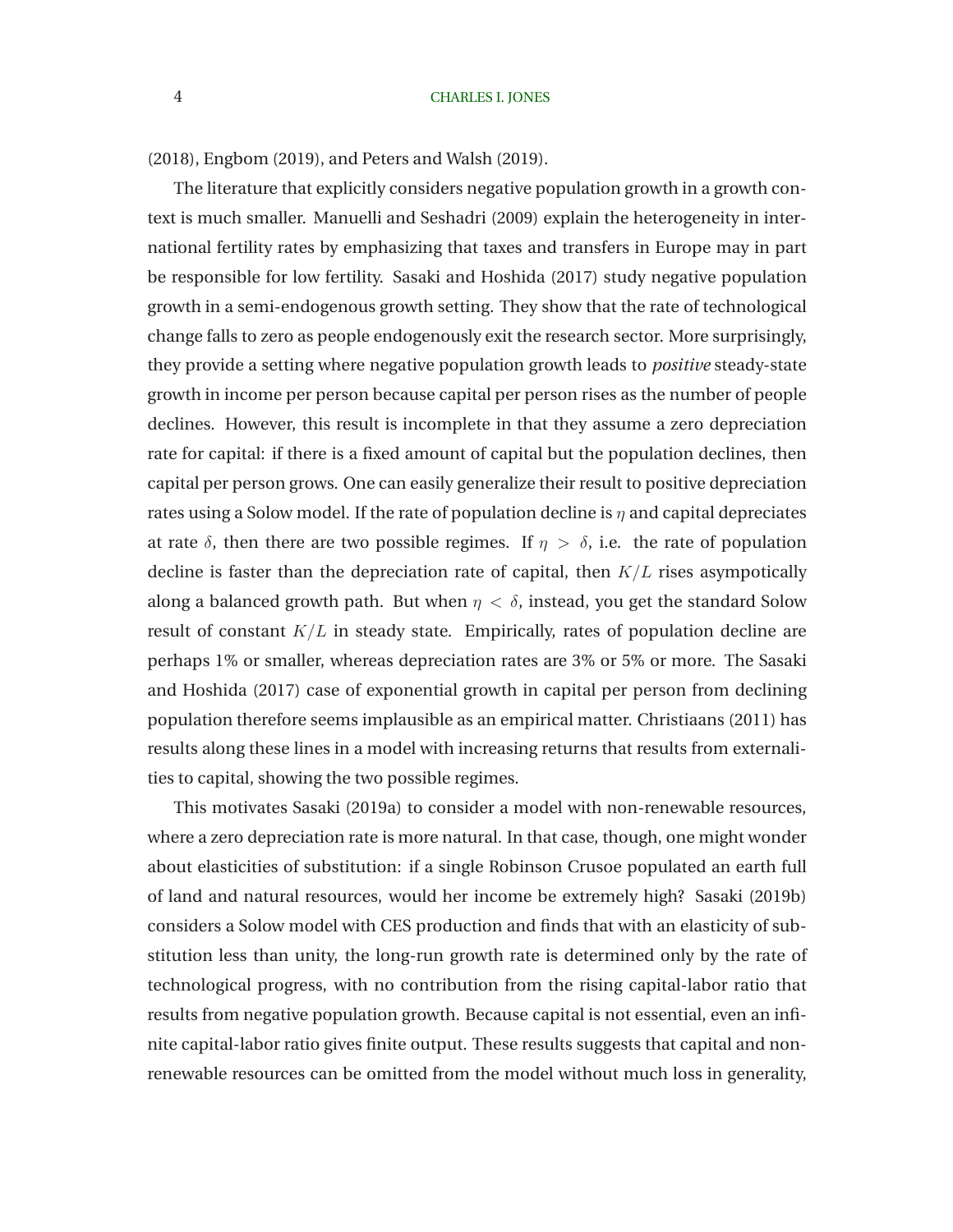(2018), Engbom (2019), and Peters and Walsh (2019).

The literature that explicitly considers negative population growth in a growth context is much smaller. Manuelli and Seshadri (2009) explain the heterogeneity in international fertility rates by emphasizing that taxes and transfers in Europe may in part be responsible for low fertility. Sasaki and Hoshida (2017) study negative population growth in a semi-endogenous growth setting. They show that the rate of technological change falls to zero as people endogenously exit the research sector. More surprisingly, they provide a setting where negative population growth leads to *positive* steady-state growth in income per person because capital per person rises as the number of people declines. However, this result is incomplete in that they assume a zero depreciation rate for capital: if there is a fixed amount of capital but the population declines, then capital per person grows. One can easily generalize their result to positive depreciation rates using a Solow model. If the rate of population decline is $\eta$ and capital depreciates at rate $\delta$, then there are two possible regimes. If $\eta > \delta$, i.e. the rate of population decline is faster than the depreciation rate of capital, then $K/L$ rises asympotically along a balanced growth path. But when $\eta < \delta$, instead, you get the standard Solow result of constant $K/L$ in steady state. Empirically, rates of population decline are perhaps 1% or smaller, whereas depreciation rates are 3% or 5% or more. The Sasaki and Hoshida (2017) case of exponential growth in capital per person from declining population therefore seems implausible as an empirical matter. Christiaans (2011) has results along these lines in a model with increasing returns that results from externalities to capital, showing the two possible regimes.

This motivates Sasaki (2019a) to consider a model with non-renewable resources, where a zero depreciation rate is more natural. In that case, though, one might wonder about elasticities of substitution: if a single Robinson Crusoe populated an earth full of land and natural resources, would her income be extremely high? Sasaki (2019b) considers a Solow model with CES production and finds that with an elasticity of substitution less than unity, the long-run growth rate is determined only by the rate of technological progress, with no contribution from the rising capital-labor ratio that results from negative population growth. Because capital is not essential, even an infinite capital-labor ratio gives finite output. These results suggests that capital and non-renewable resources can be omitted from the model without much loss in generality,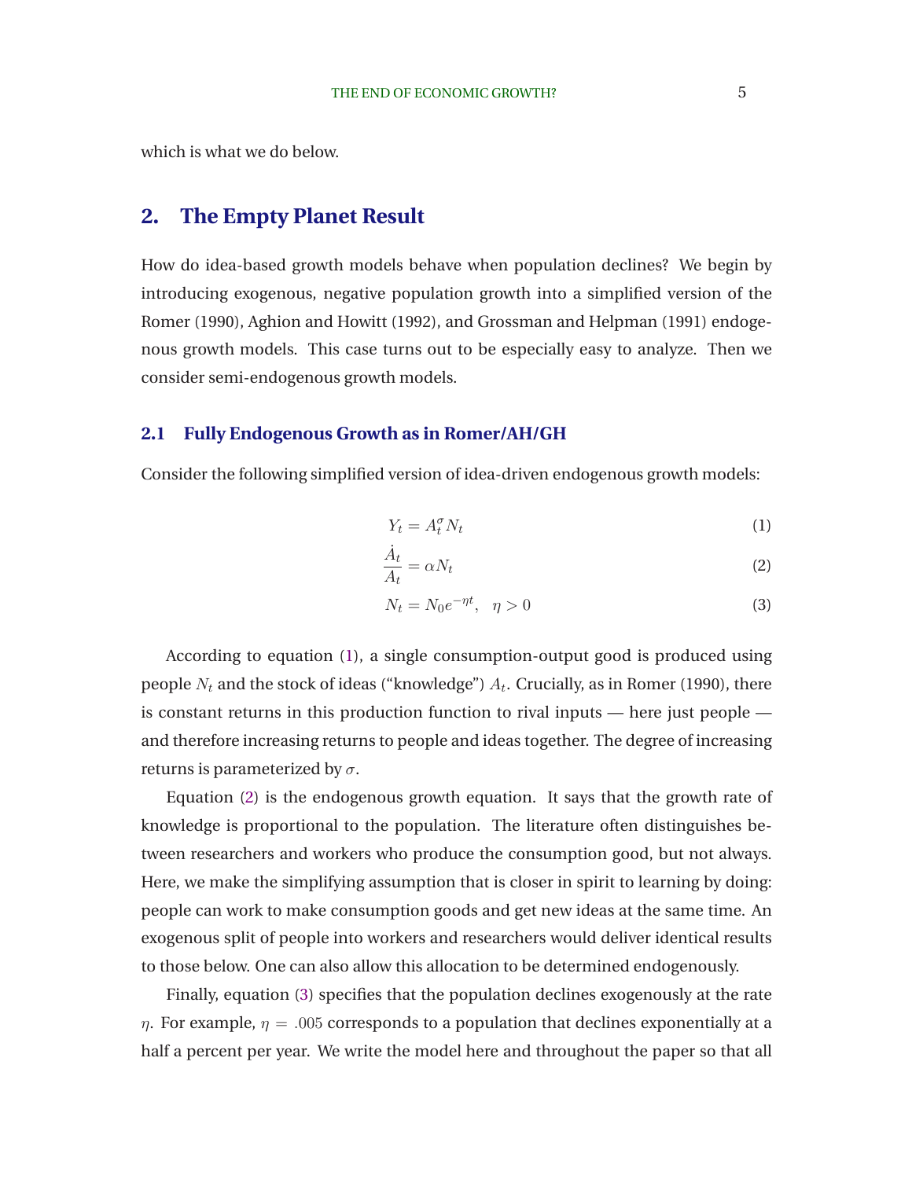which is what we do below.

## 2. The Empty Planet Result

How do idea-based growth models behave when population declines? We begin by introducing exogenous, negative population growth into a simplified version of the Romer (1990), Aghion and Howitt (1992), and Grossman and Helpman (1991) endogenous growth models. This case turns out to be especially easy to analyze. Then we consider semi-endogenous growth models.

### 2.1 Fully Endogenous Growth as in Romer/AH/GH

Consider the following simplified version of idea-driven endogenous growth models:

$$Y_t = A_t^{\sigma} N_t \tag{1}$$

$$\frac{\dot{A}_t}{A_t} = \alpha N_t \tag{2}$$

$$N_t = N_0 e^{-\eta t}, \quad \eta > 0 \tag{3}$$

According to equation (1), a single consumption-output good is produced using people $N_t$ and the stock of ideas ("knowledge") $A_t$. Crucially, as in Romer (1990), there is constant returns in this production function to rival inputs — here just people — and therefore increasing returns to people and ideas together. The degree of increasing returns is parameterized by $\sigma$.

Equation (2) is the endogenous growth equation. It says that the growth rate of knowledge is proportional to the population. The literature often distinguishes between researchers and workers who produce the consumption good, but not always. Here, we make the simplifying assumption that is closer in spirit to learning by doing: people can work to make consumption goods and get new ideas at the same time. An exogenous split of people into workers and researchers would deliver identical results to those below. One can also allow this allocation to be determined endogenously.

Finally, equation (3) specifies that the population declines exogenously at the rate $\eta$. For example, $\eta = .005$ corresponds to a population that declines exponentially at a half a percent per year. We write the model here and throughout the paper so that all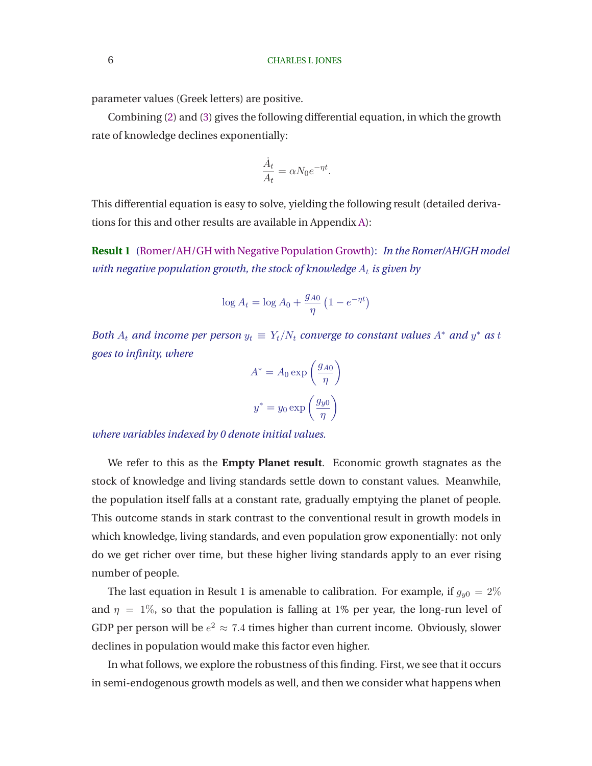parameter values (Greek letters) are positive.

Combining (2) and (3) gives the following differential equation, in which the growth rate of knowledge declines exponentially:

$$\frac{\dot{A}_t}{A_t} = \alpha N_0 e^{-\eta t}.$$

This differential equation is easy to solve, yielding the following result (detailed derivations for this and other results are available in Appendix A):

**Result 1** (Romer/AH/GH with Negative Population Growth): *In the Romer/AH/GH model with negative population growth, the stock of knowledge $A_t$ is given by*

$$\log A_t = \log A_0 + \frac{g_{A0}}{\eta}\left(1 - e^{-\eta t}\right)$$

*Both $A_t$ and income per person $y_t \equiv Y_t/N_t$ converge to constant values $A^*$ and $y^*$ as $t$ goes to infinity, where*

$$A^* = A_0 \exp\left(\frac{g_{A0}}{\eta}\right)$$

$$y^* = y_0 \exp\left(\frac{g_{y0}}{\eta}\right)$$

*where variables indexed by 0 denote initial values.*

We refer to this as the **Empty Planet result**. Economic growth stagnates as the stock of knowledge and living standards settle down to constant values. Meanwhile, the population itself falls at a constant rate, gradually emptying the planet of people. This outcome stands in stark contrast to the conventional result in growth models in which knowledge, living standards, and even population grow exponentially: not only do we get richer over time, but these higher living standards apply to an ever rising number of people.

The last equation in Result 1 is amenable to calibration. For example, if $g_{y0} = 2\%$ and $\eta = 1\%$, so that the population is falling at 1% per year, the long-run level of GDP per person will be $e^2 \approx 7.4$ times higher than current income. Obviously, slower declines in population would make this factor even higher.

In what follows, we explore the robustness of this finding. First, we see that it occurs in semi-endogenous growth models as well, and then we consider what happens when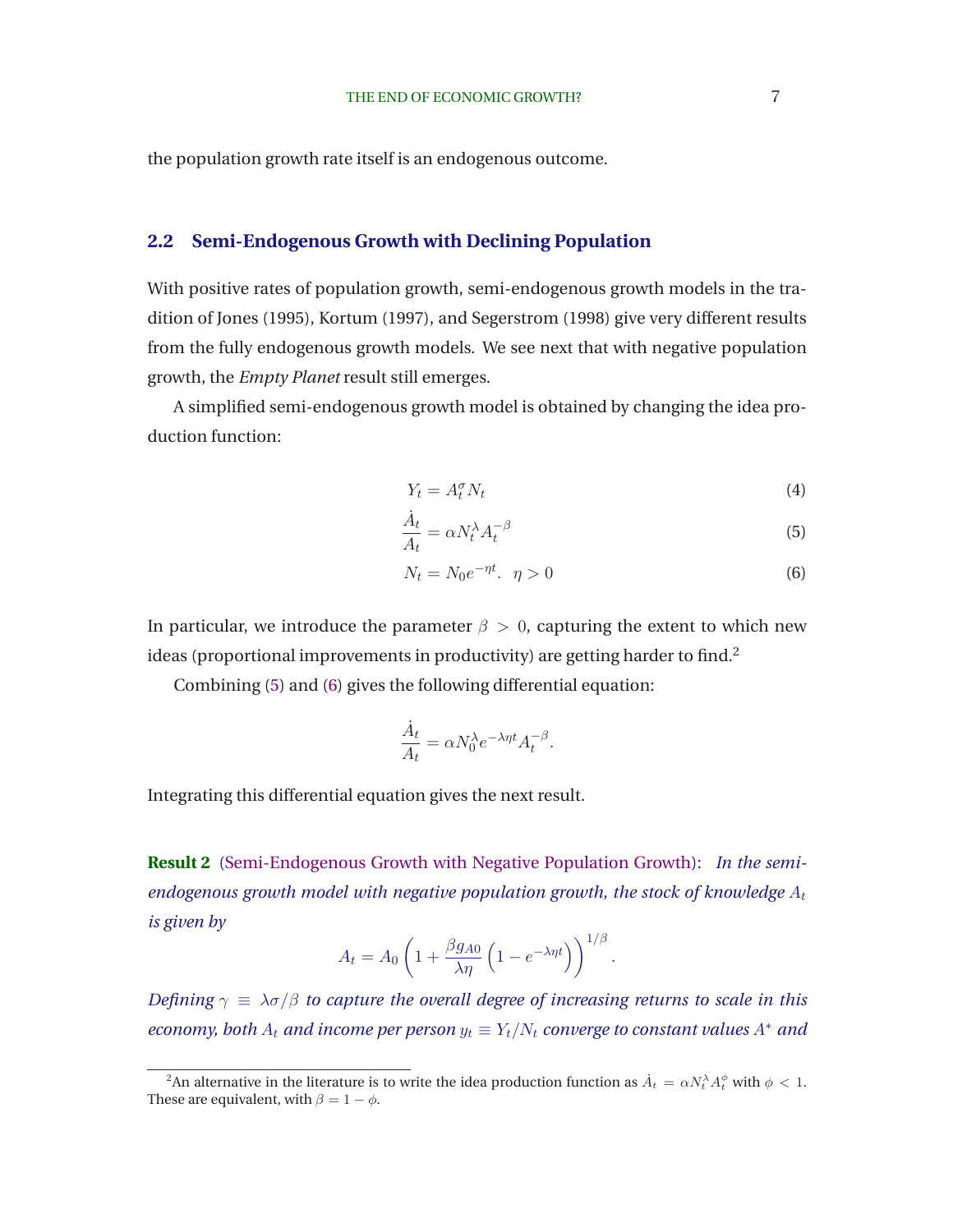the population growth rate itself is an endogenous outcome.

## 2.2 Semi-Endogenous Growth with Declining Population

With positive rates of population growth, semi-endogenous growth models in the tradition of Jones (1995), Kortum (1997), and Segerstrom (1998) give very different results from the fully endogenous growth models. We see next that with negative population growth, the *Empty Planet* result still emerges.

A simplified semi-endogenous growth model is obtained by changing the idea production function:

$$Y_t = A_t^\sigma N_t \tag{4}$$

$$\frac{\dot{A}_t}{A_t} = \alpha N_t^\lambda A_t^{-\beta} \tag{5}$$

$$N_t = N_0 e^{-\eta t}. \quad \eta > 0 \tag{6}$$

In particular, we introduce the parameter $\beta > 0$, capturing the extent to which new ideas (proportional improvements in productivity) are getting harder to find.[2]

Combining (5) and (6) gives the following differential equation:

$$\frac{\dot{A}_t}{A_t} = \alpha N_0^\lambda e^{-\lambda \eta t} A_t^{-\beta}.$$

Integrating this differential equation gives the next result.

**Result 2** (Semi-Endogenous Growth with Negative Population Growth): *In the semi-endogenous growth model with negative population growth, the stock of knowledge $A_t$ is given by*

$$A_t = A_0 \left(1 + \frac{\beta g_{A0}}{\lambda \eta}\left(1 - e^{-\lambda \eta t}\right)\right)^{1/\beta}.$$

*Defining $\gamma \equiv \lambda\sigma/\beta$ to capture the overall degree of increasing returns to scale in this economy, both $A_t$ and income per person $y_t \equiv Y_t/N_t$ converge to constant values $A^*$ and*

[2]An alternative in the literature is to write the idea production function as $\dot{A}_t = \alpha N_t^\lambda A_t^\phi$ with $\phi < 1$. These are equivalent, with $\beta = 1 - \phi$.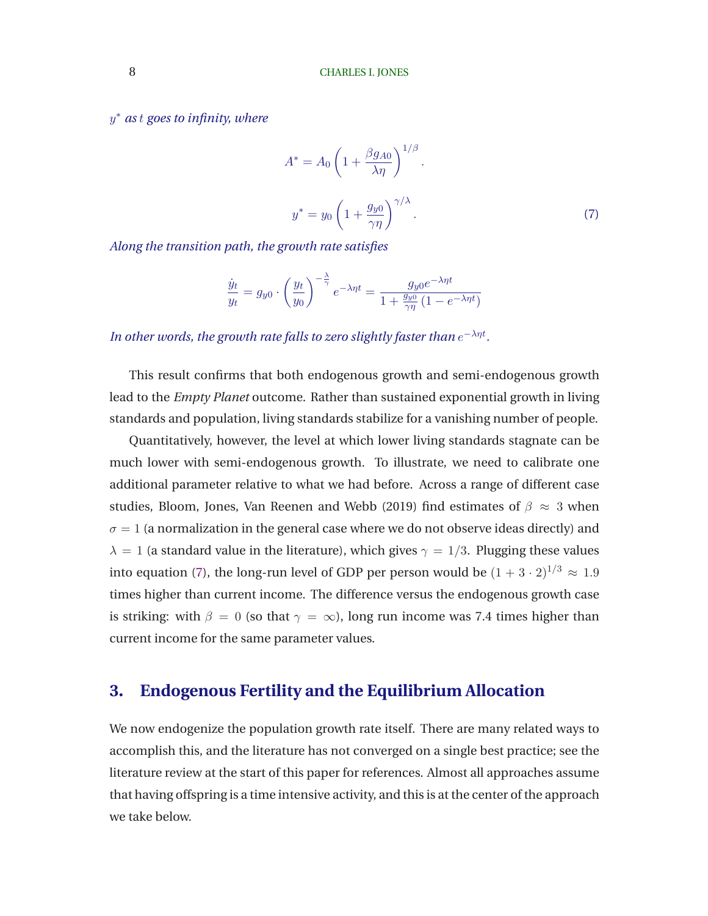*$y^*$ as $t$ goes to infinity, where*

$$A^* = A_0 \left(1 + \frac{\beta g_{A0}}{\lambda \eta}\right)^{1/\beta}.$$

$$y^* = y_0 \left(1 + \frac{g_{y0}}{\gamma \eta}\right)^{\gamma/\lambda}. \tag{7}$$

*Along the transition path, the growth rate satisfies*

$$\frac{\dot{y}_t}{y_t} = g_{y0} \cdot \left(\frac{y_t}{y_0}\right)^{-\frac{\lambda}{\gamma}} e^{-\lambda \eta t} = \frac{g_{y0} e^{-\lambda \eta t}}{1 + \frac{g_{y0}}{\gamma \eta}\left(1 - e^{-\lambda \eta t}\right)}$$

*In other words, the growth rate falls to zero slightly faster than $e^{-\lambda \eta t}$.*

This result confirms that both endogenous growth and semi-endogenous growth lead to the *Empty Planet* outcome. Rather than sustained exponential growth in living standards and population, living standards stabilize for a vanishing number of people.

Quantitatively, however, the level at which lower living standards stagnate can be much lower with semi-endogenous growth. To illustrate, we need to calibrate one additional parameter relative to what we had before. Across a range of different case studies, Bloom, Jones, Van Reenen and Webb (2019) find estimates of $\beta \approx 3$ when $\sigma = 1$ (a normalization in the general case where we do not observe ideas directly) and $\lambda = 1$ (a standard value in the literature), which gives $\gamma = 1/3$. Plugging these values into equation (7), the long-run level of GDP per person would be $(1 + 3 \cdot 2)^{1/3} \approx 1.9$ times higher than current income. The difference versus the endogenous growth case is striking: with $\beta = 0$ (so that $\gamma = \infty$), long run income was 7.4 times higher than current income for the same parameter values.

## 3. Endogenous Fertility and the Equilibrium Allocation

We now endogenize the population growth rate itself. There are many related ways to accomplish this, and the literature has not converged on a single best practice; see the literature review at the start of this paper for references. Almost all approaches assume that having offspring is a time intensive activity, and this is at the center of the approach we take below.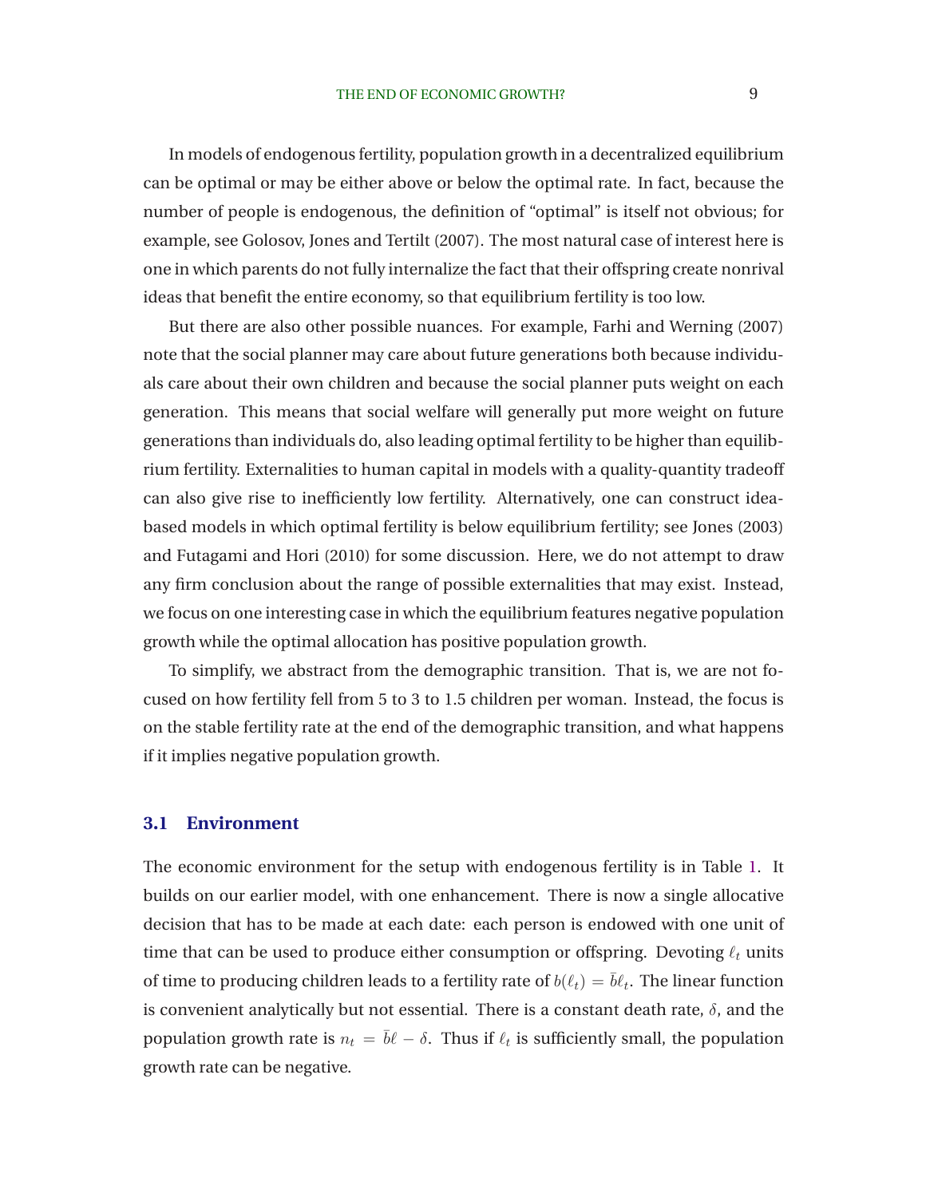In models of endogenous fertility, population growth in a decentralized equilibrium can be optimal or may be either above or below the optimal rate. In fact, because the number of people is endogenous, the definition of "optimal" is itself not obvious; for example, see Golosov, Jones and Tertilt (2007). The most natural case of interest here is one in which parents do not fully internalize the fact that their offspring create nonrival ideas that benefit the entire economy, so that equilibrium fertility is too low.

But there are also other possible nuances. For example, Farhi and Werning (2007) note that the social planner may care about future generations both because individuals care about their own children and because the social planner puts weight on each generation. This means that social welfare will generally put more weight on future generations than individuals do, also leading optimal fertility to be higher than equilibrium fertility. Externalities to human capital in models with a quality-quantity tradeoff can also give rise to inefficiently low fertility. Alternatively, one can construct idea-based models in which optimal fertility is below equilibrium fertility; see Jones (2003) and Futagami and Hori (2010) for some discussion. Here, we do not attempt to draw any firm conclusion about the range of possible externalities that may exist. Instead, we focus on one interesting case in which the equilibrium features negative population growth while the optimal allocation has positive population growth.

To simplify, we abstract from the demographic transition. That is, we are not focused on how fertility fell from 5 to 3 to 1.5 children per woman. Instead, the focus is on the stable fertility rate at the end of the demographic transition, and what happens if it implies negative population growth.

## 3.1 Environment

The economic environment for the setup with endogenous fertility is in Table 1. It builds on our earlier model, with one enhancement. There is now a single allocative decision that has to be made at each date: each person is endowed with one unit of time that can be used to produce either consumption or offspring. Devoting $\ell_t$ units of time to producing children leads to a fertility rate of $b(\ell_t) = \bar{b}\ell_t$. The linear function is convenient analytically but not essential. There is a constant death rate, $\delta$, and the population growth rate is $n_t = \bar{b}\ell - \delta$. Thus if $\ell_t$ is sufficiently small, the population growth rate can be negative.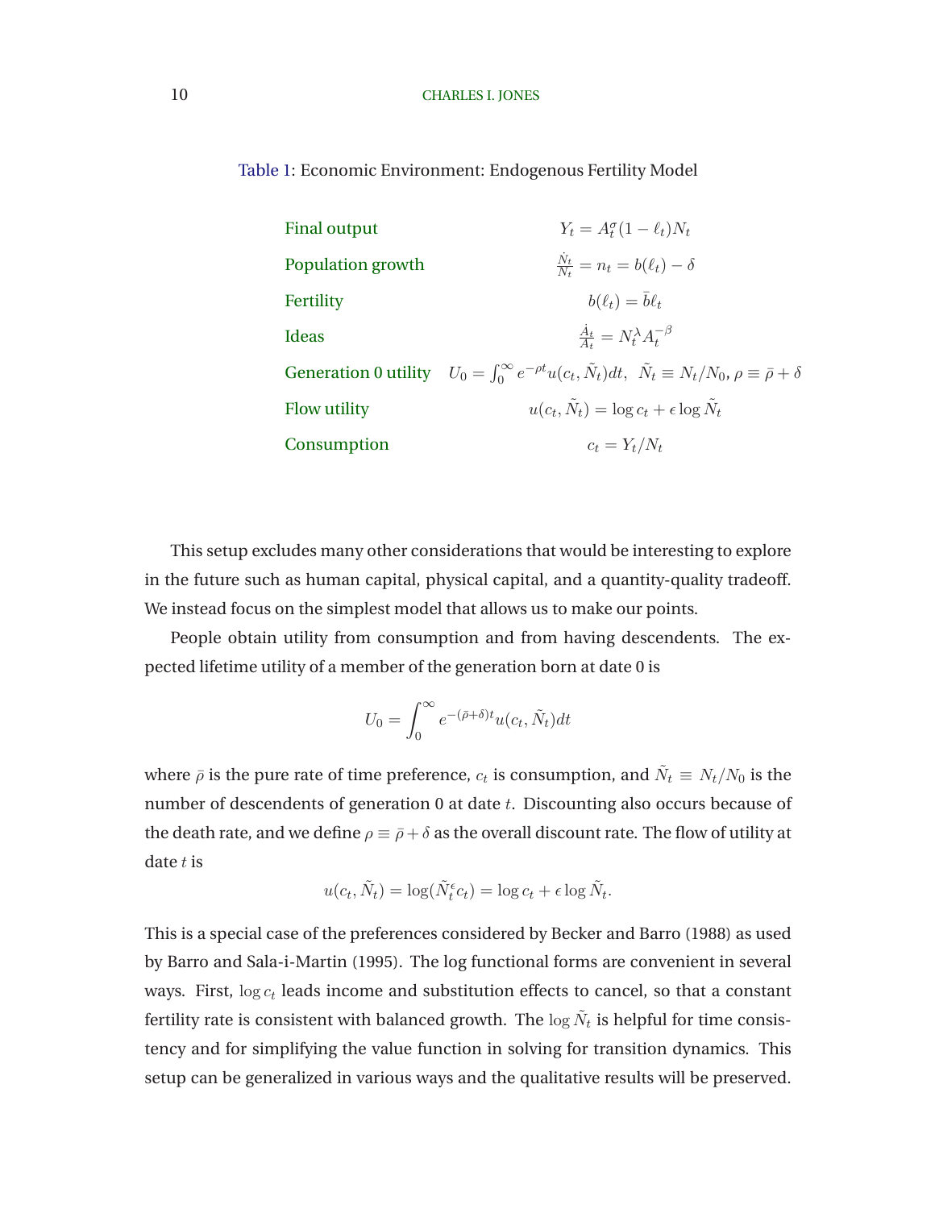Table 1: Economic Environment: Endogenous Fertility Model

| | |
|---|---|
| Final output | $Y_t = A_t^\sigma (1-\ell_t) N_t$ |
| Population growth | $\frac{\dot{N}_t}{N_t} = n_t = b(\ell_t) - \delta$ |
| Fertility | $b(\ell_t) = \bar{b}\ell_t$ |
| Ideas | $\frac{\dot{A}_t}{A_t} = N_t^\lambda A_t^{-\beta}$ |
| Generation 0 utility | $U_0 = \int_0^\infty e^{-\rho t} u(c_t, \tilde{N}_t) dt, \;\; \tilde{N}_t \equiv N_t/N_0, \; \rho \equiv \bar{\rho} + \delta$ |
| Flow utility | $u(c_t, \tilde{N}_t) = \log c_t + \epsilon \log \tilde{N}_t$ |
| Consumption | $c_t = Y_t/N_t$ |

This setup excludes many other considerations that would be interesting to explore in the future such as human capital, physical capital, and a quantity-quality tradeoff. We instead focus on the simplest model that allows us to make our points.

People obtain utility from consumption and from having descendents. The expected lifetime utility of a member of the generation born at date 0 is

$$U_0 = \int_0^\infty e^{-(\bar{\rho}+\delta)t} u(c_t, \tilde{N}_t) dt$$

where $\bar{\rho}$ is the pure rate of time preference, $c_t$ is consumption, and $\tilde{N}_t \equiv N_t/N_0$ is the number of descendents of generation 0 at date $t$. Discounting also occurs because of the death rate, and we define $\rho \equiv \bar{\rho} + \delta$ as the overall discount rate. The flow of utility at date $t$ is

$$u(c_t, \tilde{N}_t) = \log(\tilde{N}_t^\epsilon c_t) = \log c_t + \epsilon \log \tilde{N}_t.$$

This is a special case of the preferences considered by Becker and Barro (1988) as used by Barro and Sala-i-Martin (1995). The log functional forms are convenient in several ways. First, $\log c_t$ leads income and substitution effects to cancel, so that a constant fertility rate is consistent with balanced growth. The $\log \tilde{N}_t$ is helpful for time consistency and for simplifying the value function in solving for transition dynamics. This setup can be generalized in various ways and the qualitative results will be preserved.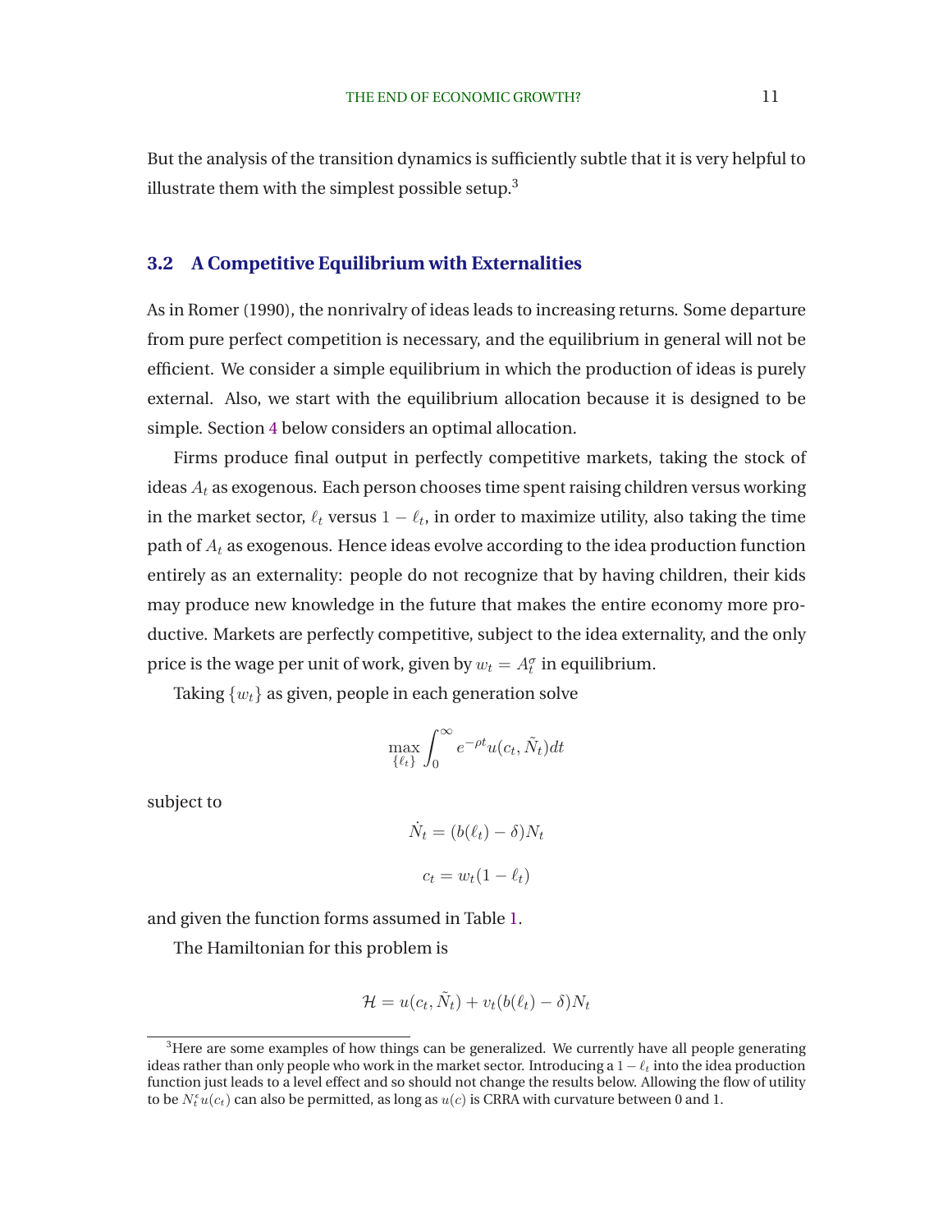But the analysis of the transition dynamics is sufficiently subtle that it is very helpful to illustrate them with the simplest possible setup.[3]

### 3.2 A Competitive Equilibrium with Externalities

As in Romer (1990), the nonrivalry of ideas leads to increasing returns. Some departure from pure perfect competition is necessary, and the equilibrium in general will not be efficient. We consider a simple equilibrium in which the production of ideas is purely external. Also, we start with the equilibrium allocation because it is designed to be simple. Section 4 below considers an optimal allocation.

Firms produce final output in perfectly competitive markets, taking the stock of ideas $A_t$ as exogenous. Each person chooses time spent raising children versus working in the market sector, $\ell_t$ versus $1 - \ell_t$, in order to maximize utility, also taking the time path of $A_t$ as exogenous. Hence ideas evolve according to the idea production function entirely as an externality: people do not recognize that by having children, their kids may produce new knowledge in the future that makes the entire economy more productive. Markets are perfectly competitive, subject to the idea externality, and the only price is the wage per unit of work, given by $w_t = A_t^\sigma$ in equilibrium.

Taking $\{w_t\}$ as given, people in each generation solve

$$\max_{\{\ell_t\}} \int_0^\infty e^{-\rho t} u(c_t, \tilde{N}_t) dt$$

subject to

$$\dot{N}_t = (b(\ell_t) - \delta) N_t$$

$$c_t = w_t(1 - \ell_t)$$

and given the function forms assumed in Table 1.

The Hamiltonian for this problem is

$$\mathcal{H} = u(c_t, \tilde{N}_t) + v_t(b(\ell_t) - \delta) N_t$$

[3]Here are some examples of how things can be generalized. We currently have all people generating ideas rather than only people who work in the market sector. Introducing a $1 - \ell_t$ into the idea production function just leads to a level effect and so should not change the results below. Allowing the flow of utility to be $N_t^\epsilon u(c_t)$ can also be permitted, as long as $u(c)$ is CRRA with curvature between 0 and 1.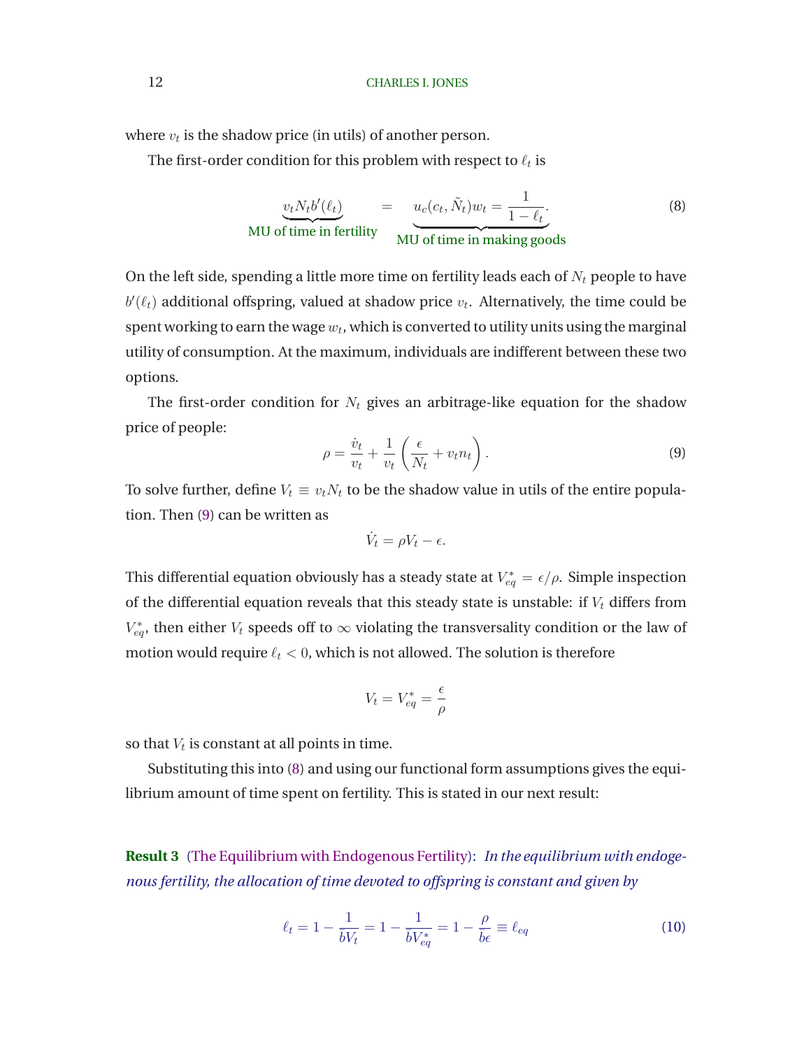where $v_t$ is the shadow price (in utils) of another person.

The first-order condition for this problem with respect to $\ell_t$ is

$$\underbrace{v_t N_t b'(\ell_t)}_{\text{MU of time in fertility}} \quad = \quad \underbrace{u_c(c_t, \tilde{N}_t) w_t = \frac{1}{1-\ell_t}}_{\text{MU of time in making goods}}. \tag{8}$$

On the left side, spending a little more time on fertility leads each of $N_t$ people to have $b'(\ell_t)$ additional offspring, valued at shadow price $v_t$. Alternatively, the time could be spent working to earn the wage $w_t$, which is converted to utility units using the marginal utility of consumption. At the maximum, individuals are indifferent between these two options.

The first-order condition for $N_t$ gives an arbitrage-like equation for the shadow price of people:

$$\rho = \frac{\dot{v}_t}{v_t} + \frac{1}{v_t}\left(\frac{\epsilon}{N_t} + v_t n_t\right). \tag{9}$$

To solve further, define $V_t \equiv v_t N_t$ to be the shadow value in utils of the entire population. Then (9) can be written as

$$\dot{V}_t = \rho V_t - \epsilon.$$

This differential equation obviously has a steady state at $V^*_{eq} = \epsilon/\rho$. Simple inspection of the differential equation reveals that this steady state is unstable: if $V_t$ differs from $V^*_{eq}$, then either $V_t$ speeds off to $\infty$ violating the transversality condition or the law of motion would require $\ell_t < 0$, which is not allowed. The solution is therefore

$$V_t = V^*_{eq} = \frac{\epsilon}{\rho}$$

so that $V_t$ is constant at all points in time.

Substituting this into (8) and using our functional form assumptions gives the equilibrium amount of time spent on fertility. This is stated in our next result:

**Result 3** (The Equilibrium with Endogenous Fertility): *In the equilibrium with endogenous fertility, the allocation of time devoted to offspring is constant and given by*

$$\ell_t = 1 - \frac{1}{bV_t} = 1 - \frac{1}{bV^*_{eq}} = 1 - \frac{\rho}{b\epsilon} \equiv \ell_{eq} \tag{10}$$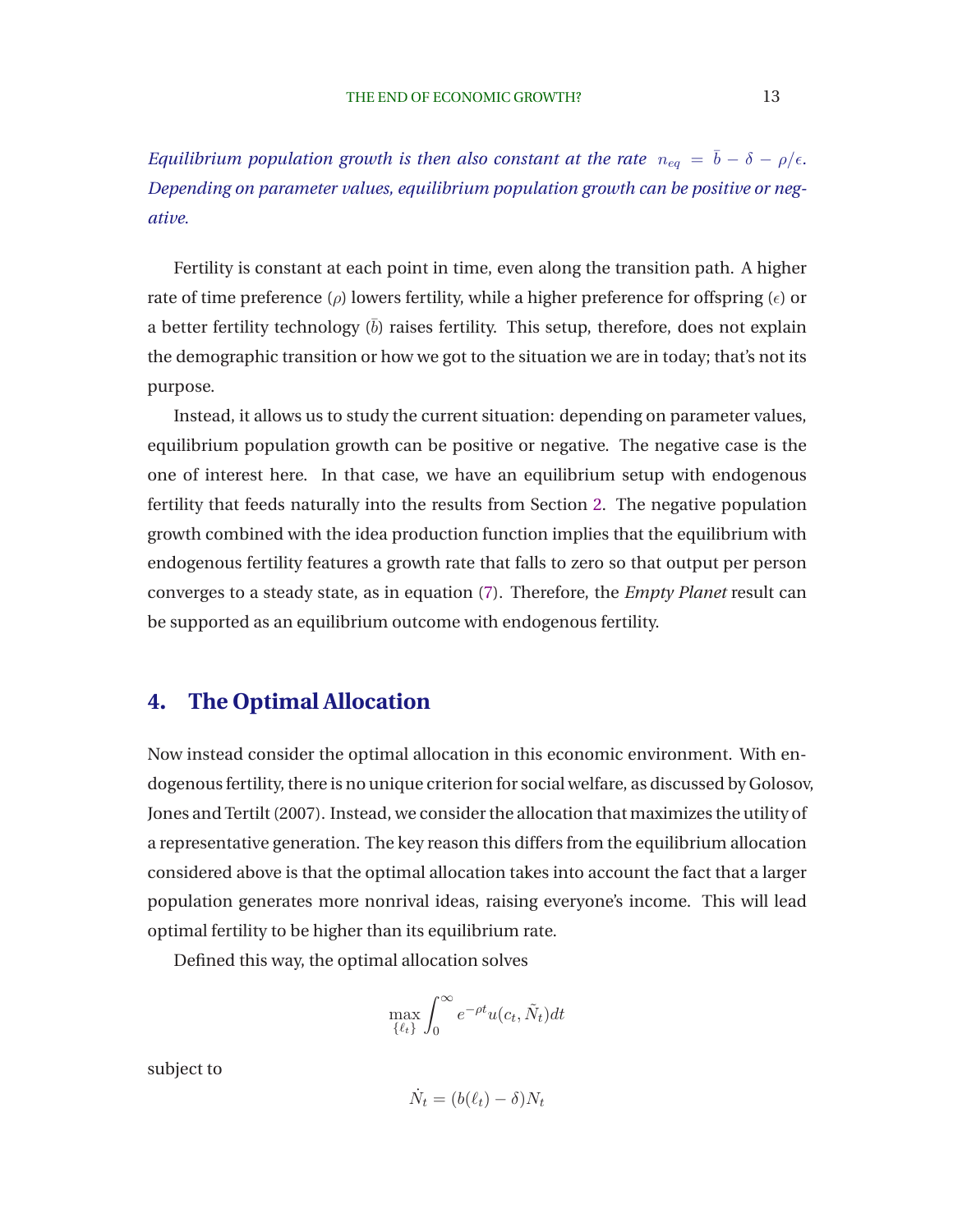*Equilibrium population growth is then also constant at the rate $n_{eq} = \bar{b} - \delta - \rho/\epsilon$. Depending on parameter values, equilibrium population growth can be positive or negative.*

Fertility is constant at each point in time, even along the transition path. A higher rate of time preference ($\rho$) lowers fertility, while a higher preference for offspring ($\epsilon$) or a better fertility technology ($\bar{b}$) raises fertility. This setup, therefore, does not explain the demographic transition or how we got to the situation we are in today; that's not its purpose.

Instead, it allows us to study the current situation: depending on parameter values, equilibrium population growth can be positive or negative. The negative case is the one of interest here. In that case, we have an equilibrium setup with endogenous fertility that feeds naturally into the results from Section 2. The negative population growth combined with the idea production function implies that the equilibrium with endogenous fertility features a growth rate that falls to zero so that output per person converges to a steady state, as in equation (7). Therefore, the *Empty Planet* result can be supported as an equilibrium outcome with endogenous fertility.

## 4. The Optimal Allocation

Now instead consider the optimal allocation in this economic environment. With endogenous fertility, there is no unique criterion for social welfare, as discussed by Golosov, Jones and Tertilt (2007). Instead, we consider the allocation that maximizes the utility of a representative generation. The key reason this differs from the equilibrium allocation considered above is that the optimal allocation takes into account the fact that a larger population generates more nonrival ideas, raising everyone's income. This will lead optimal fertility to be higher than its equilibrium rate.

Defined this way, the optimal allocation solves

$$\max_{\{\ell_t\}} \int_0^\infty e^{-\rho t} u(c_t, \tilde{N}_t) dt$$

subject to

$$\dot{N}_t = (b(\ell_t) - \delta) N_t$$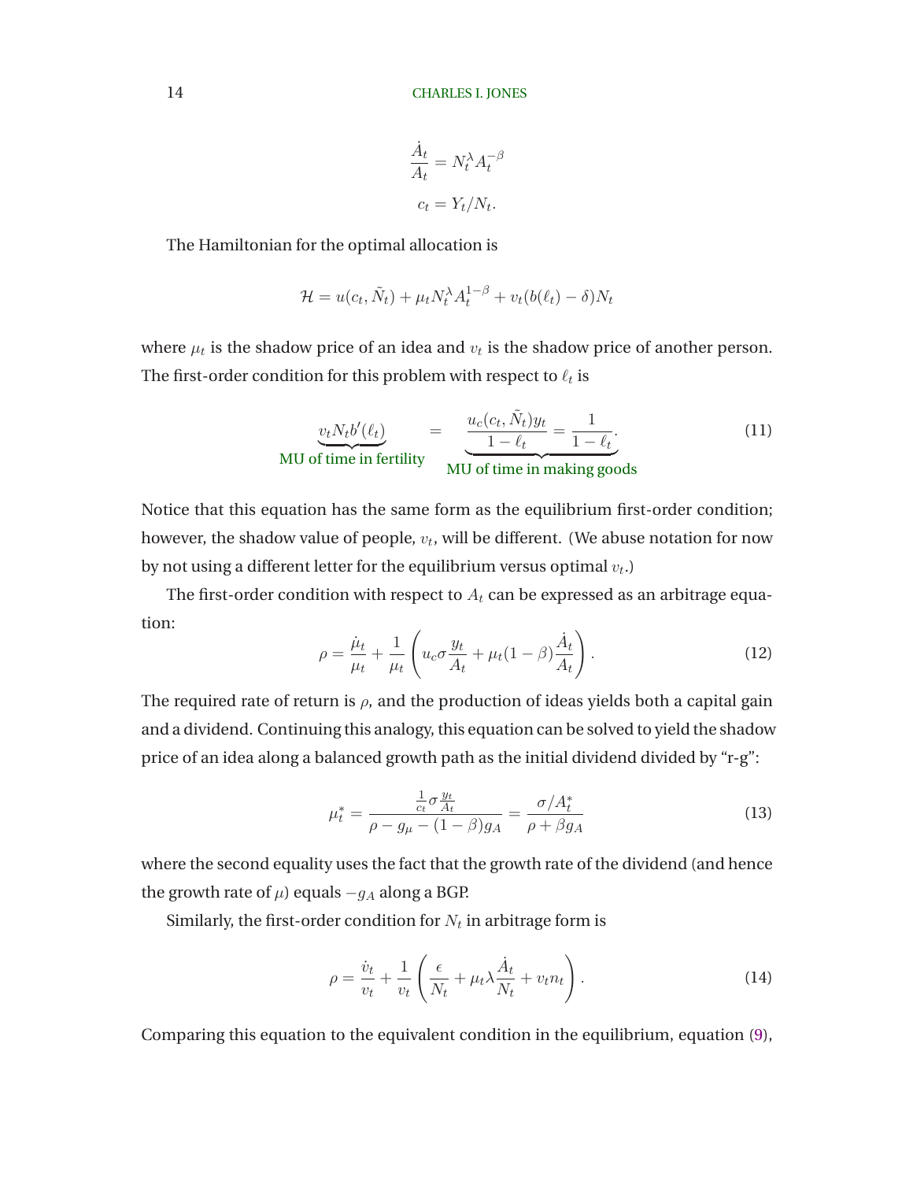$$\frac{\dot{A}_t}{A_t} = N_t^{\lambda} A_t^{-\beta}$$

$$c_t = Y_t / N_t.$$

The Hamiltonian for the optimal allocation is

$$\mathcal{H} = u(c_t, \tilde{N}_t) + \mu_t N_t^{\lambda} A_t^{1-\beta} + v_t (b(\ell_t) - \delta) N_t$$

where $\mu_t$ is the shadow price of an idea and $v_t$ is the shadow price of another person. The first-order condition for this problem with respect to $\ell_t$ is

$$\underbrace{v_t N_t b'(\ell_t)}_{\text{MU of time in fertility}} \quad = \quad \underbrace{\frac{u_c(c_t, \tilde{N}_t) y_t}{1 - \ell_t} = \frac{1}{1 - \ell_t}}_{\text{MU of time in making goods}}. \tag{11}$$

Notice that this equation has the same form as the equilibrium first-order condition; however, the shadow value of people, $v_t$, will be different. (We abuse notation for now by not using a different letter for the equilibrium versus optimal $v_t$.)

The first-order condition with respect to $A_t$ can be expressed as an arbitrage equation:

$$\rho = \frac{\dot{\mu}_t}{\mu_t} + \frac{1}{\mu_t} \left( u_c \sigma \frac{y_t}{A_t} + \mu_t (1 - \beta) \frac{\dot{A}_t}{A_t} \right). \tag{12}$$

The required rate of return is $\rho$, and the production of ideas yields both a capital gain and a dividend. Continuing this analogy, this equation can be solved to yield the shadow price of an idea along a balanced growth path as the initial dividend divided by "r-g":

$$\mu_t^* = \frac{\frac{1}{c_t} \sigma \frac{y_t}{A_t}}{\rho - g_\mu - (1 - \beta) g_A} = \frac{\sigma / A_t^*}{\rho + \beta g_A} \tag{13}$$

where the second equality uses the fact that the growth rate of the dividend (and hence the growth rate of $\mu$) equals $-g_A$ along a BGP.

Similarly, the first-order condition for $N_t$ in arbitrage form is

$$\rho = \frac{\dot{v}_t}{v_t} + \frac{1}{v_t} \left( \frac{\epsilon}{N_t} + \mu_t \lambda \frac{\dot{A}_t}{N_t} + v_t n_t \right). \tag{14}$$

Comparing this equation to the equivalent condition in the equilibrium, equation (9),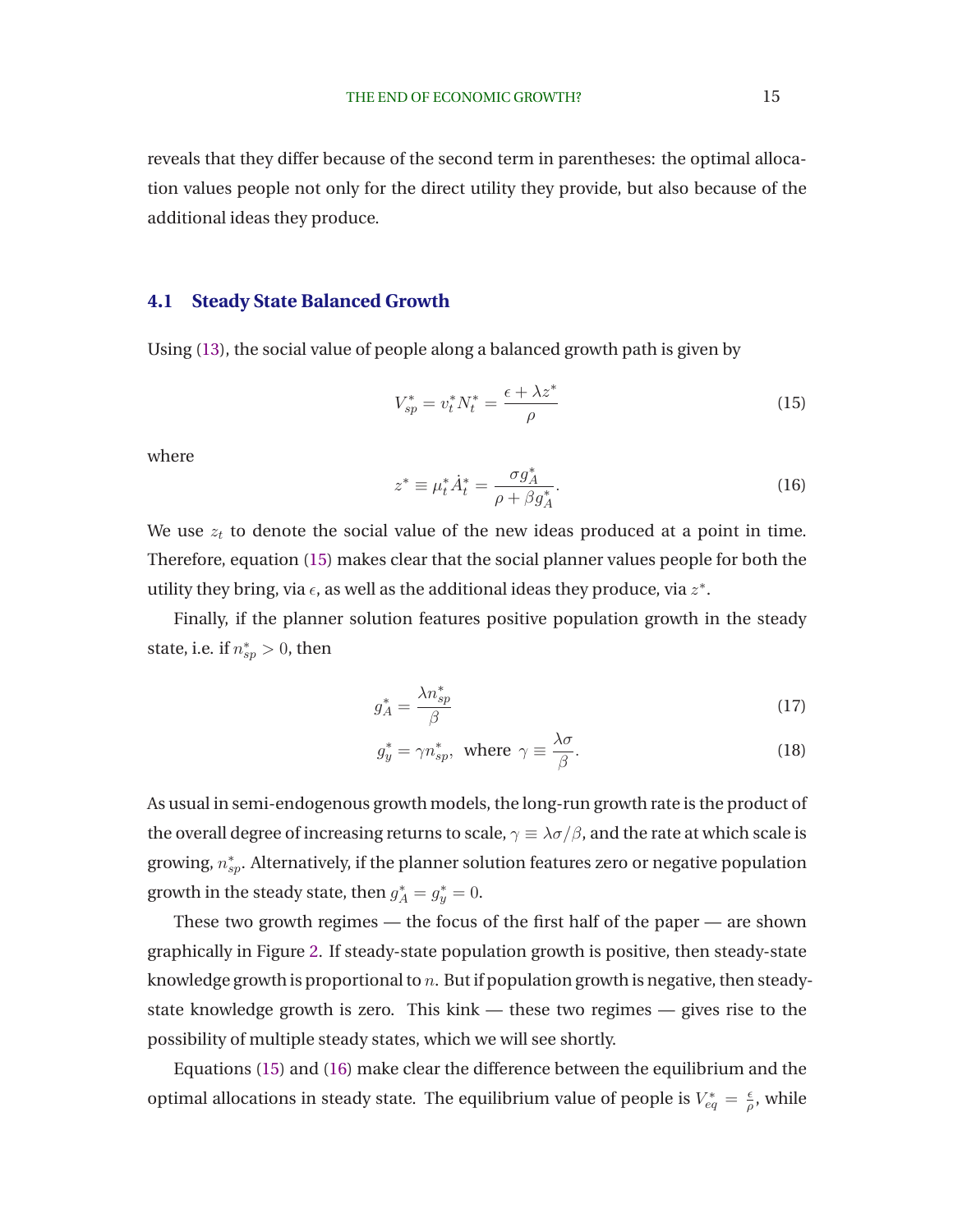reveals that they differ because of the second term in parentheses: the optimal allocation values people not only for the direct utility they provide, but also because of the additional ideas they produce.

### 4.1 Steady State Balanced Growth

Using (13), the social value of people along a balanced growth path is given by

$$V^*_{sp} = v^*_t N^*_t = \frac{\epsilon + \lambda z^*}{\rho} \tag{15}$$

where

$$z^* \equiv \mu^*_t \dot{A}^*_t = \frac{\sigma g^*_A}{\rho + \beta g^*_A}. \tag{16}$$

We use $z_t$ to denote the social value of the new ideas produced at a point in time. Therefore, equation (15) makes clear that the social planner values people for both the utility they bring, via $\epsilon$, as well as the additional ideas they produce, via $z^*$.

Finally, if the planner solution features positive population growth in the steady state, i.e. if $n^*_{sp} > 0$, then

$$g^*_A = \frac{\lambda n^*_{sp}}{\beta} \tag{17}$$

$$g^*_y = \gamma n^*_{sp}, \text{ where } \gamma \equiv \frac{\lambda \sigma}{\beta}. \tag{18}$$

As usual in semi-endogenous growth models, the long-run growth rate is the product of the overall degree of increasing returns to scale, $\gamma \equiv \lambda\sigma/\beta$, and the rate at which scale is growing, $n^*_{sp}$. Alternatively, if the planner solution features zero or negative population growth in the steady state, then $g^*_A = g^*_y = 0$.

These two growth regimes — the focus of the first half of the paper — are shown graphically in Figure 2. If steady-state population growth is positive, then steady-state knowledge growth is proportional to $n$. But if population growth is negative, then steady-state knowledge growth is zero. This kink — these two regimes — gives rise to the possibility of multiple steady states, which we will see shortly.

Equations (15) and (16) make clear the difference between the equilibrium and the optimal allocations in steady state. The equilibrium value of people is $V^*_{eq} = \frac{\epsilon}{\rho}$, while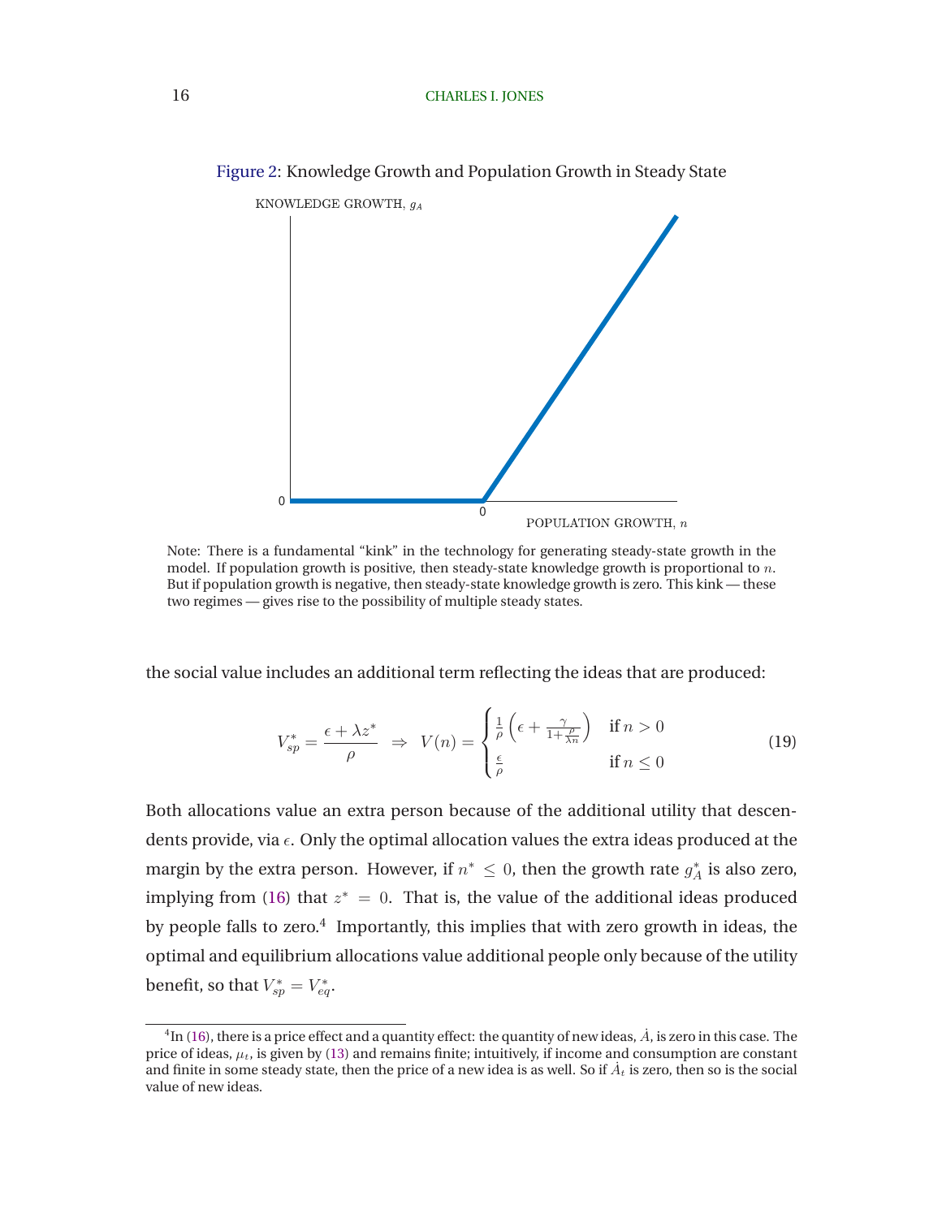Figure 2: Knowledge Growth and Population Growth in Steady State

Note: There is a fundamental "kink" in the technology for generating steady-state growth in the model. If population growth is positive, then steady-state knowledge growth is proportional to $n$. But if population growth is negative, then steady-state knowledge growth is zero. This kink — these two regimes — gives rise to the possibility of multiple steady states.

the social value includes an additional term reflecting the ideas that are produced:

$$V_{sp}^* = \frac{\epsilon + \lambda z^*}{\rho} \;\;\Rightarrow\;\; V(n) = \begin{cases} \frac{1}{\rho}\left(\epsilon + \frac{\gamma}{1+\frac{\rho}{\lambda n}}\right) & \text{if } n > 0 \\ \frac{\epsilon}{\rho} & \text{if } n \leq 0 \end{cases} \tag{19}$$

Both allocations value an extra person because of the additional utility that descendents provide, via $\epsilon$. Only the optimal allocation values the extra ideas produced at the margin by the extra person. However, if $n^* \leq 0$, then the growth rate $g_A^*$ is also zero, implying from (16) that $z^* = 0$. That is, the value of the additional ideas produced by people falls to zero.[4] Importantly, this implies that with zero growth in ideas, the optimal and equilibrium allocations value additional people only because of the utility benefit, so that $V_{sp}^* = V_{eq}^*$.

[4] In (16), there is a price effect and a quantity effect: the quantity of new ideas, $\dot{A}$, is zero in this case. The price of ideas, $\mu_t$, is given by (13) and remains finite; intuitively, if income and consumption are constant and finite in some steady state, then the price of a new idea is as well. So if $\dot{A}_t$ is zero, then so is the social value of new ideas.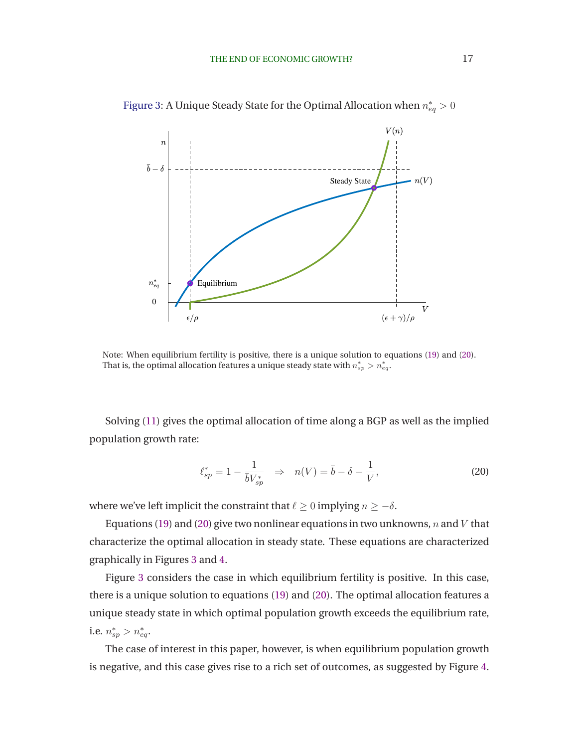Figure 3: A Unique Steady State for the Optimal Allocation when $n^*_{eq} > 0$

Note: When equilibrium fertility is positive, there is a unique solution to equations (19) and (20). That is, the optimal allocation features a unique steady state with $n^*_{sp} > n^*_{eq}$.

Solving (11) gives the optimal allocation of time along a BGP as well as the implied population growth rate:

$$\ell^*_{sp} = 1 - \frac{1}{\bar{b} V^*_{sp}} \quad \Rightarrow \quad n(V) = \bar{b} - \delta - \frac{1}{V}, \tag{20}$$

where we've left implicit the constraint that $\ell \geq 0$ implying $n \geq -\delta$.

Equations (19) and (20) give two nonlinear equations in two unknowns, $n$ and $V$ that characterize the optimal allocation in steady state. These equations are characterized graphically in Figures 3 and 4.

Figure 3 considers the case in which equilibrium fertility is positive. In this case, there is a unique solution to equations (19) and (20). The optimal allocation features a unique steady state in which optimal population growth exceeds the equilibrium rate, i.e. $n^*_{sp} > n^*_{eq}$.

The case of interest in this paper, however, is when equilibrium population growth is negative, and this case gives rise to a rich set of outcomes, as suggested by Figure 4.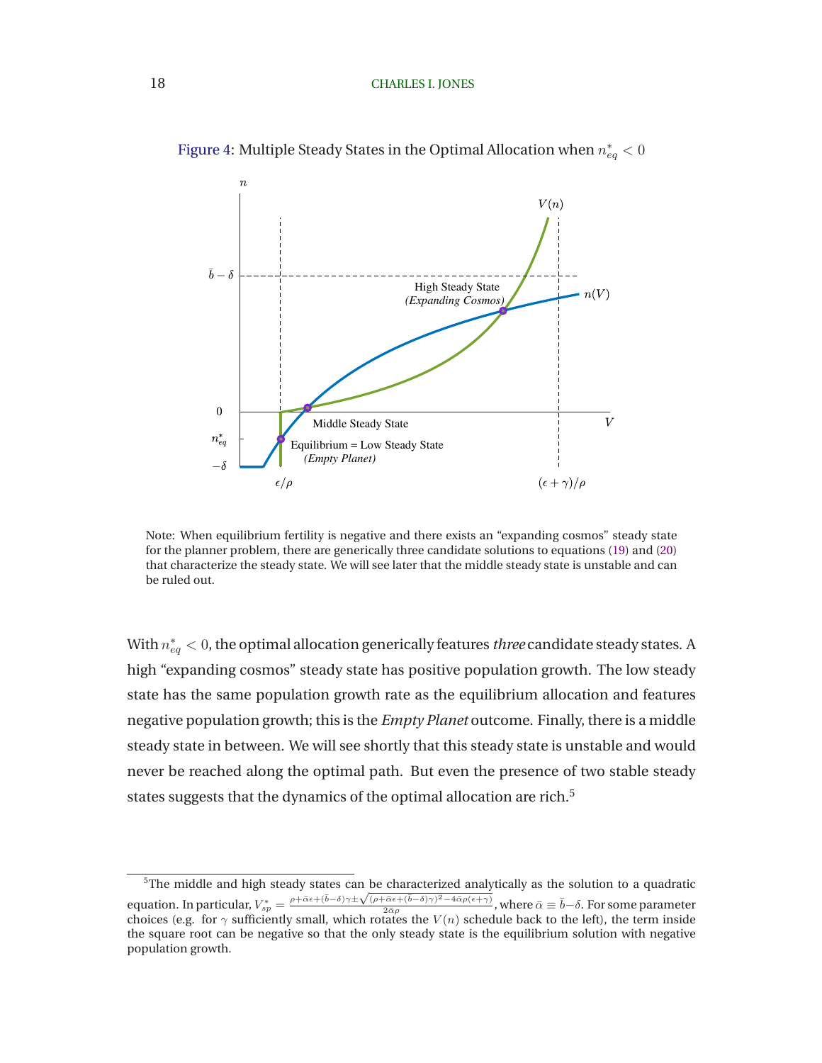Figure 4: Multiple Steady States in the Optimal Allocation when $n_{eq}^* < 0$

Note: When equilibrium fertility is negative and there exists an "expanding cosmos" steady state for the planner problem, there are generically three candidate solutions to equations (19) and (20) that characterize the steady state. We will see later that the middle steady state is unstable and can be ruled out.

With $n_{eq}^* < 0$, the optimal allocation generically features *three* candidate steady states. A high "expanding cosmos" steady state has positive population growth. The low steady state has the same population growth rate as the equilibrium allocation and features negative population growth; this is the *Empty Planet* outcome. Finally, there is a middle steady state in between. We will see shortly that this steady state is unstable and would never be reached along the optimal path. But even the presence of two stable steady states suggests that the dynamics of the optimal allocation are rich.[5]

---

[5]The middle and high steady states can be characterized analytically as the solution to a quadratic equation. In particular, $V_{sp}^* = \frac{\rho+\bar{\alpha}\epsilon+(\bar{b}-\delta)\gamma \pm \sqrt{(\rho+\bar{\alpha}\epsilon+(\bar{b}-\delta)\gamma)^2-4\bar{\alpha}\rho(\epsilon+\gamma)}}{2\bar{\alpha}\rho}$, where $\bar{\alpha} \equiv \bar{b}-\delta$. For some parameter choices (e.g. for $\gamma$ sufficiently small, which rotates the $V(n)$ schedule back to the left), the term inside the square root can be negative so that the only steady state is the equilibrium solution with negative population growth.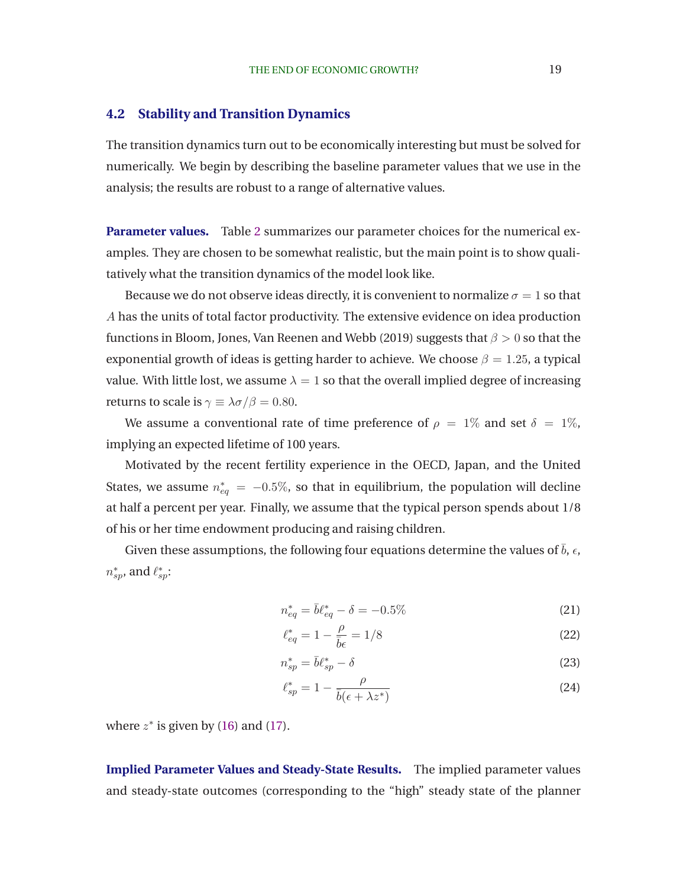### 4.2 Stability and Transition Dynamics

The transition dynamics turn out to be economically interesting but must be solved for numerically. We begin by describing the baseline parameter values that we use in the analysis; the results are robust to a range of alternative values.

**Parameter values.** Table 2 summarizes our parameter choices for the numerical examples. They are chosen to be somewhat realistic, but the main point is to show qualitatively what the transition dynamics of the model look like.

Because we do not observe ideas directly, it is convenient to normalize $\sigma = 1$ so that $A$ has the units of total factor productivity. The extensive evidence on idea production functions in Bloom, Jones, Van Reenen and Webb (2019) suggests that $\beta > 0$ so that the exponential growth of ideas is getting harder to achieve. We choose $\beta = 1.25$, a typical value. With little lost, we assume $\lambda = 1$ so that the overall implied degree of increasing returns to scale is $\gamma \equiv \lambda\sigma/\beta = 0.80$.

We assume a conventional rate of time preference of $\rho = 1\%$ and set $\delta = 1\%$, implying an expected lifetime of 100 years.

Motivated by the recent fertility experience in the OECD, Japan, and the United States, we assume $n^*_{eq} = -0.5\%$, so that in equilibrium, the population will decline at half a percent per year. Finally, we assume that the typical person spends about 1/8 of his or her time endowment producing and raising children.

Given these assumptions, the following four equations determine the values of $\bar{b}$, $\epsilon$, $n^*_{sp}$, and $\ell^*_{sp}$:

$$n^*_{eq} = \bar{b}\ell^*_{eq} - \delta = -0.5\% \tag{21}$$

$$\ell^*_{eq} = 1 - \frac{\rho}{\bar{b}\epsilon} = 1/8 \tag{22}$$

$$n^*_{sp} = \bar{b}\ell^*_{sp} - \delta \tag{23}$$

$$\ell^*_{sp} = 1 - \frac{\rho}{\bar{b}(\epsilon + \lambda z^*)} \tag{24}$$

where $z^*$ is given by (16) and (17).

**Implied Parameter Values and Steady-State Results.** The implied parameter values and steady-state outcomes (corresponding to the "high" steady state of the planner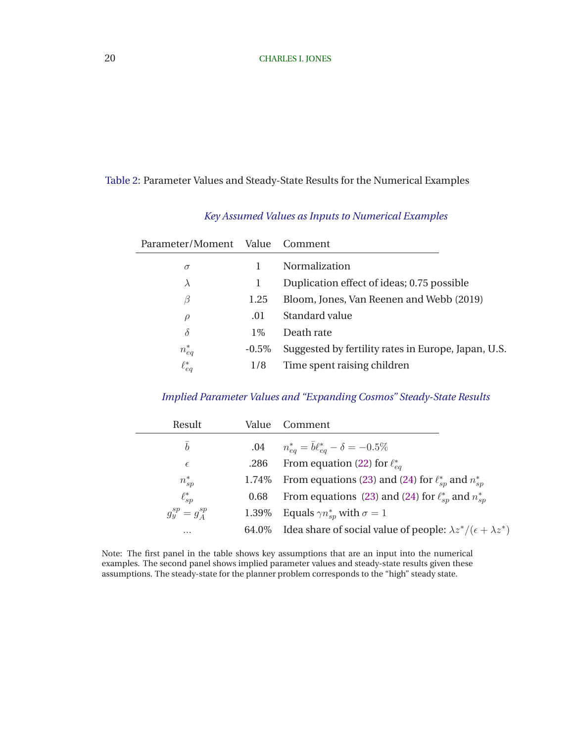Table 2: Parameter Values and Steady-State Results for the Numerical Examples

*Key Assumed Values as Inputs to Numerical Examples*

| Parameter/Moment | Value | Comment |
|---|---|---|
| $\sigma$ | 1 | Normalization |
| $\lambda$ | 1 | Duplication effect of ideas; 0.75 possible |
| $\beta$ | 1.25 | Bloom, Jones, Van Reenen and Webb (2019) |
| $\rho$ | .01 | Standard value |
| $\delta$ | 1% | Death rate |
| $n^*_{eq}$ | -0.5% | Suggested by fertility rates in Europe, Japan, U.S. |
| $\ell^*_{eq}$ | 1/8 | Time spent raising children |

*Implied Parameter Values and "Expanding Cosmos" Steady-State Results*

| Result | Value | Comment |
|---|---|---|
| $\bar{b}$ | .04 | $n^*_{eq} = \bar{b}\ell^*_{eq} - \delta = -0.5\%$ |
| $\epsilon$ | .286 | From equation (22) for $\ell^*_{eq}$ |
| $n^*_{sp}$ | 1.74% | From equations (23) and (24) for $\ell^*_{sp}$ and $n^*_{sp}$ |
| $\ell^*_{sp}$ | 0.68 | From equations (23) and (24) for $\ell^*_{sp}$ and $n^*_{sp}$ |
| $g^{sp}_y = g^{sp}_A$ | 1.39% | Equals $\gamma n^*_{sp}$ with $\sigma = 1$ |
| ... | 64.0% | Idea share of social value of people: $\lambda z^*/(\epsilon + \lambda z^*)$ |

Note: The first panel in the table shows key assumptions that are an input into the numerical examples. The second panel shows implied parameter values and steady-state results given these assumptions. The steady-state for the planner problem corresponds to the "high" steady state.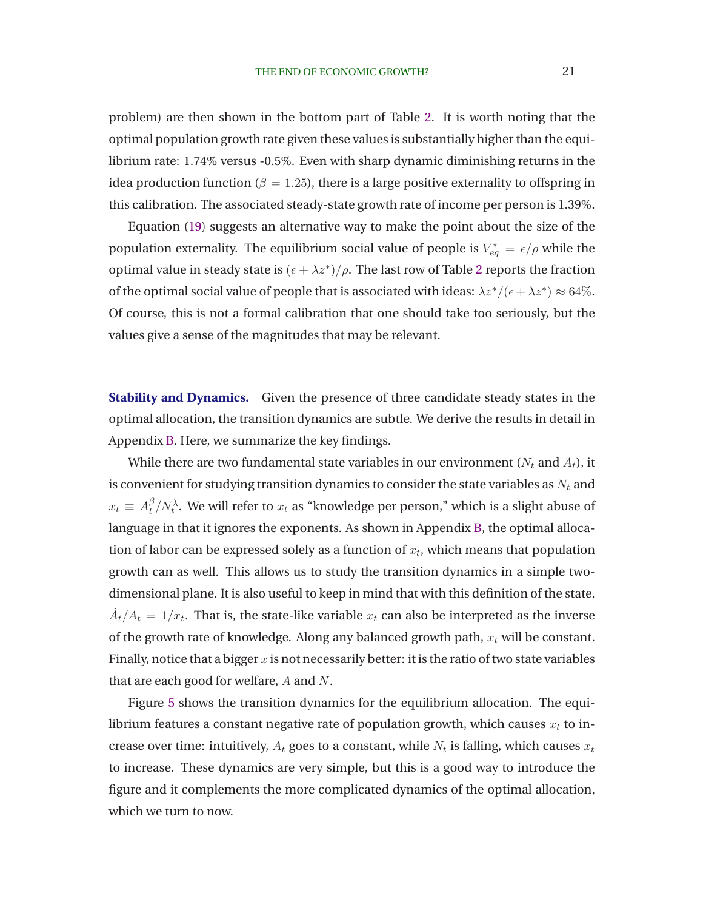problem) are then shown in the bottom part of Table 2. It is worth noting that the optimal population growth rate given these values is substantially higher than the equilibrium rate: 1.74% versus -0.5%. Even with sharp dynamic diminishing returns in the idea production function ($\beta = 1.25$), there is a large positive externality to offspring in this calibration. The associated steady-state growth rate of income per person is 1.39%.

Equation (19) suggests an alternative way to make the point about the size of the population externality. The equilibrium social value of people is $V_{eq}^* = \epsilon/\rho$ while the optimal value in steady state is $(\epsilon + \lambda z^*)/\rho$. The last row of Table 2 reports the fraction of the optimal social value of people that is associated with ideas: $\lambda z^*/(\epsilon + \lambda z^*) \approx 64\%$. Of course, this is not a formal calibration that one should take too seriously, but the values give a sense of the magnitudes that may be relevant.

**Stability and Dynamics.** Given the presence of three candidate steady states in the optimal allocation, the transition dynamics are subtle. We derive the results in detail in Appendix B. Here, we summarize the key findings.

While there are two fundamental state variables in our environment ($N_t$ and $A_t$), it is convenient for studying transition dynamics to consider the state variables as $N_t$ and $x_t \equiv A_t^\beta / N_t^\lambda$. We will refer to $x_t$ as "knowledge per person," which is a slight abuse of language in that it ignores the exponents. As shown in Appendix B, the optimal allocation of labor can be expressed solely as a function of $x_t$, which means that population growth can as well. This allows us to study the transition dynamics in a simple two-dimensional plane. It is also useful to keep in mind that with this definition of the state, $\dot{A}_t/A_t = 1/x_t$. That is, the state-like variable $x_t$ can also be interpreted as the inverse of the growth rate of knowledge. Along any balanced growth path, $x_t$ will be constant. Finally, notice that a bigger $x$ is not necessarily better: it is the ratio of two state variables that are each good for welfare, $A$ and $N$.

Figure 5 shows the transition dynamics for the equilibrium allocation. The equilibrium features a constant negative rate of population growth, which causes $x_t$ to increase over time: intuitively, $A_t$ goes to a constant, while $N_t$ is falling, which causes $x_t$ to increase. These dynamics are very simple, but this is a good way to introduce the figure and it complements the more complicated dynamics of the optimal allocation, which we turn to now.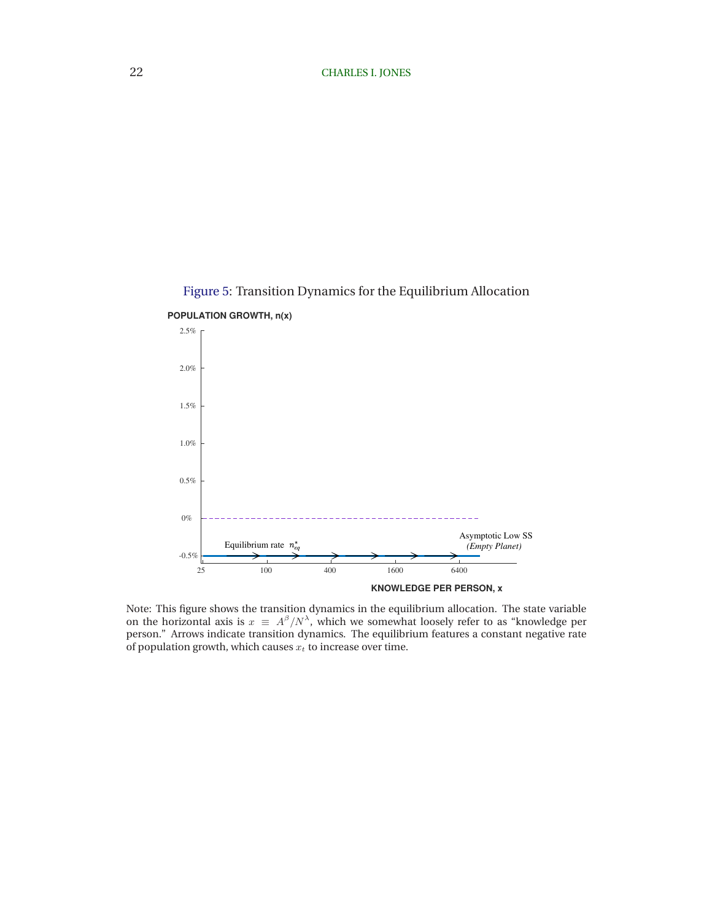Figure 5: Transition Dynamics for the Equilibrium Allocation

Note: This figure shows the transition dynamics in the equilibrium allocation. The state variable on the horizontal axis is $x \equiv A^{\beta}/N^{\lambda}$, which we somewhat loosely refer to as "knowledge per person." Arrows indicate transition dynamics. The equilibrium features a constant negative rate of population growth, which causes $x_t$ to increase over time.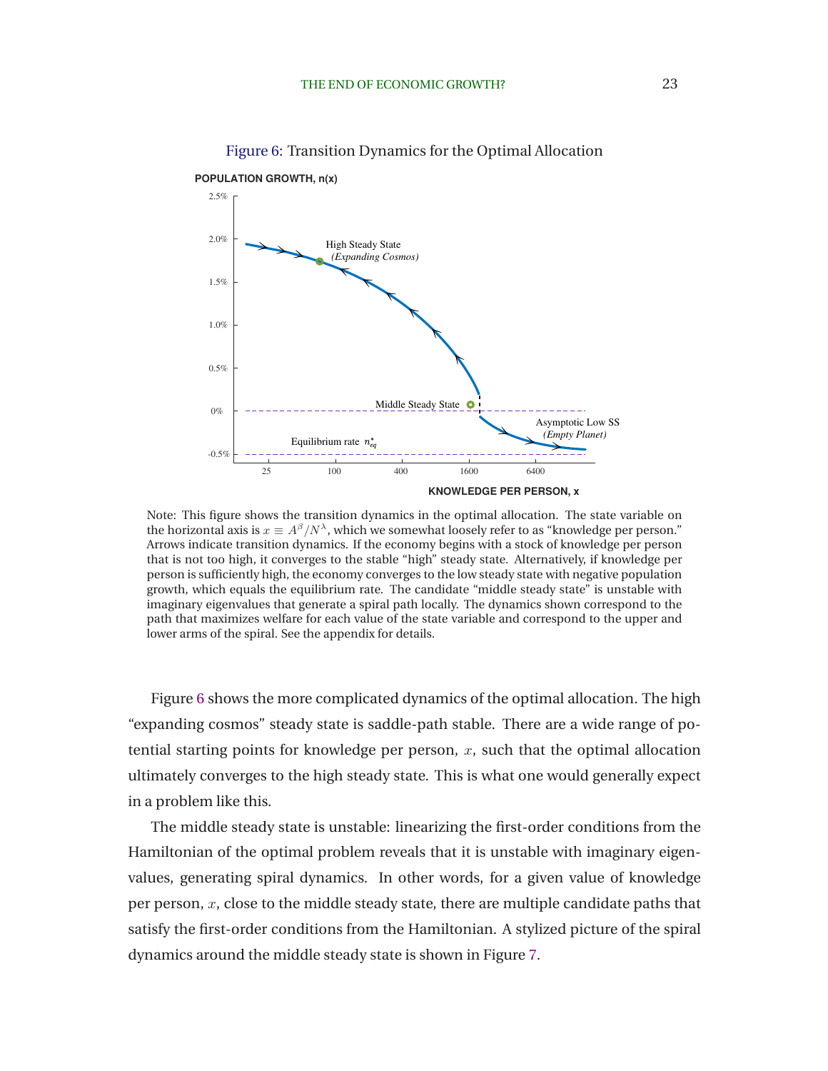Figure 6: Transition Dynamics for the Optimal Allocation

Note: This figure shows the transition dynamics in the optimal allocation. The state variable on the horizontal axis is $x \equiv A^{\beta}/N^{\lambda}$, which we somewhat loosely refer to as "knowledge per person." Arrows indicate transition dynamics. If the economy begins with a stock of knowledge per person that is not too high, it converges to the stable "high" steady state. Alternatively, if knowledge per person is sufficiently high, the economy converges to the low steady state with negative population growth, which equals the equilibrium rate. The candidate "middle steady state" is unstable with imaginary eigenvalues that generate a spiral path locally. The dynamics shown correspond to the path that maximizes welfare for each value of the state variable and correspond to the upper and lower arms of the spiral. See the appendix for details.

Figure 6 shows the more complicated dynamics of the optimal allocation. The high "expanding cosmos" steady state is saddle-path stable. There are a wide range of potential starting points for knowledge per person, $x$, such that the optimal allocation ultimately converges to the high steady state. This is what one would generally expect in a problem like this.

The middle steady state is unstable: linearizing the first-order conditions from the Hamiltonian of the optimal problem reveals that it is unstable with imaginary eigenvalues, generating spiral dynamics. In other words, for a given value of knowledge per person, $x$, close to the middle steady state, there are multiple candidate paths that satisfy the first-order conditions from the Hamiltonian. A stylized picture of the spiral dynamics around the middle steady state is shown in Figure 7.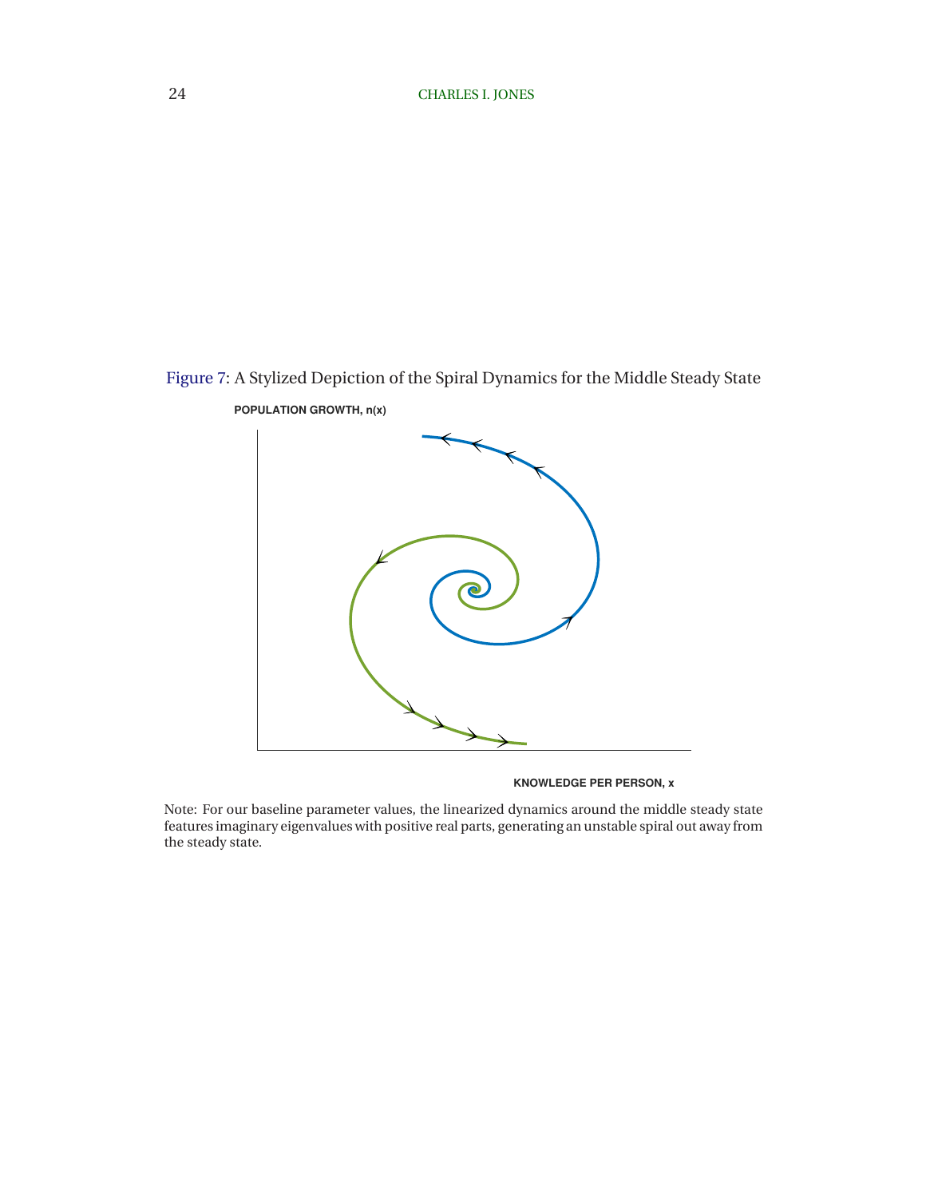Figure 7: A Stylized Depiction of the Spiral Dynamics for the Middle Steady State

POPULATION GROWTH, n(x)

KNOWLEDGE PER PERSON, x

Note: For our baseline parameter values, the linearized dynamics around the middle steady state features imaginary eigenvalues with positive real parts, generating an unstable spiral out away from the steady state.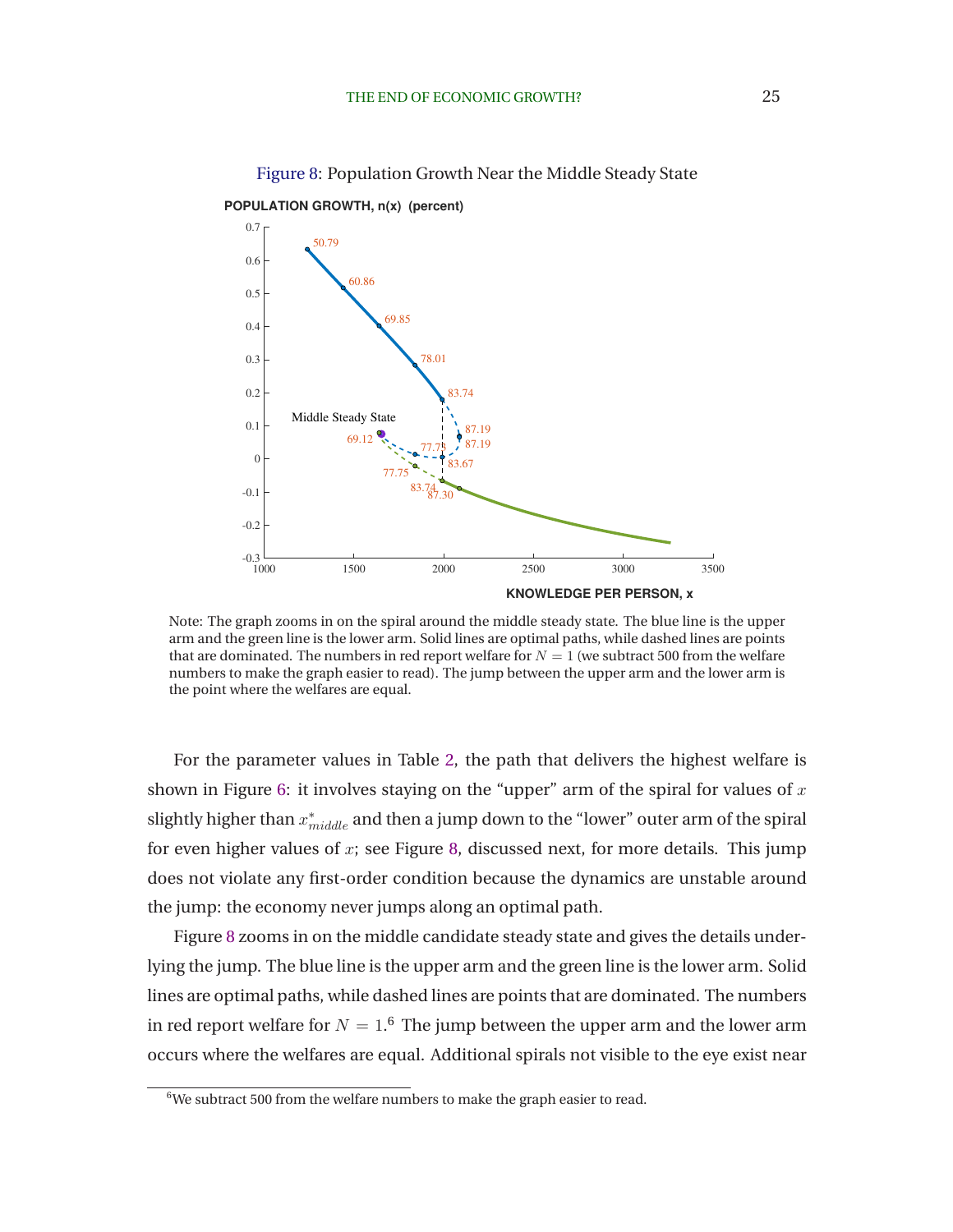Figure 8: Population Growth Near the Middle Steady State

Note: The graph zooms in on the spiral around the middle steady state. The blue line is the upper arm and the green line is the lower arm. Solid lines are optimal paths, while dashed lines are points that are dominated. The numbers in red report welfare for $N = 1$ (we subtract 500 from the welfare numbers to make the graph easier to read). The jump between the upper arm and the lower arm is the point where the welfares are equal.

For the parameter values in Table 2, the path that delivers the highest welfare is shown in Figure 6: it involves staying on the "upper" arm of the spiral for values of $x$ slightly higher than $x^*_{middle}$ and then a jump down to the "lower" outer arm of the spiral for even higher values of $x$; see Figure 8, discussed next, for more details. This jump does not violate any first-order condition because the dynamics are unstable around the jump: the economy never jumps along an optimal path.

Figure 8 zooms in on the middle candidate steady state and gives the details underlying the jump. The blue line is the upper arm and the green line is the lower arm. Solid lines are optimal paths, while dashed lines are points that are dominated. The numbers in red report welfare for $N = 1$.[6] The jump between the upper arm and the lower arm occurs where the welfares are equal. Additional spirals not visible to the eye exist near

[6] We subtract 500 from the welfare numbers to make the graph easier to read.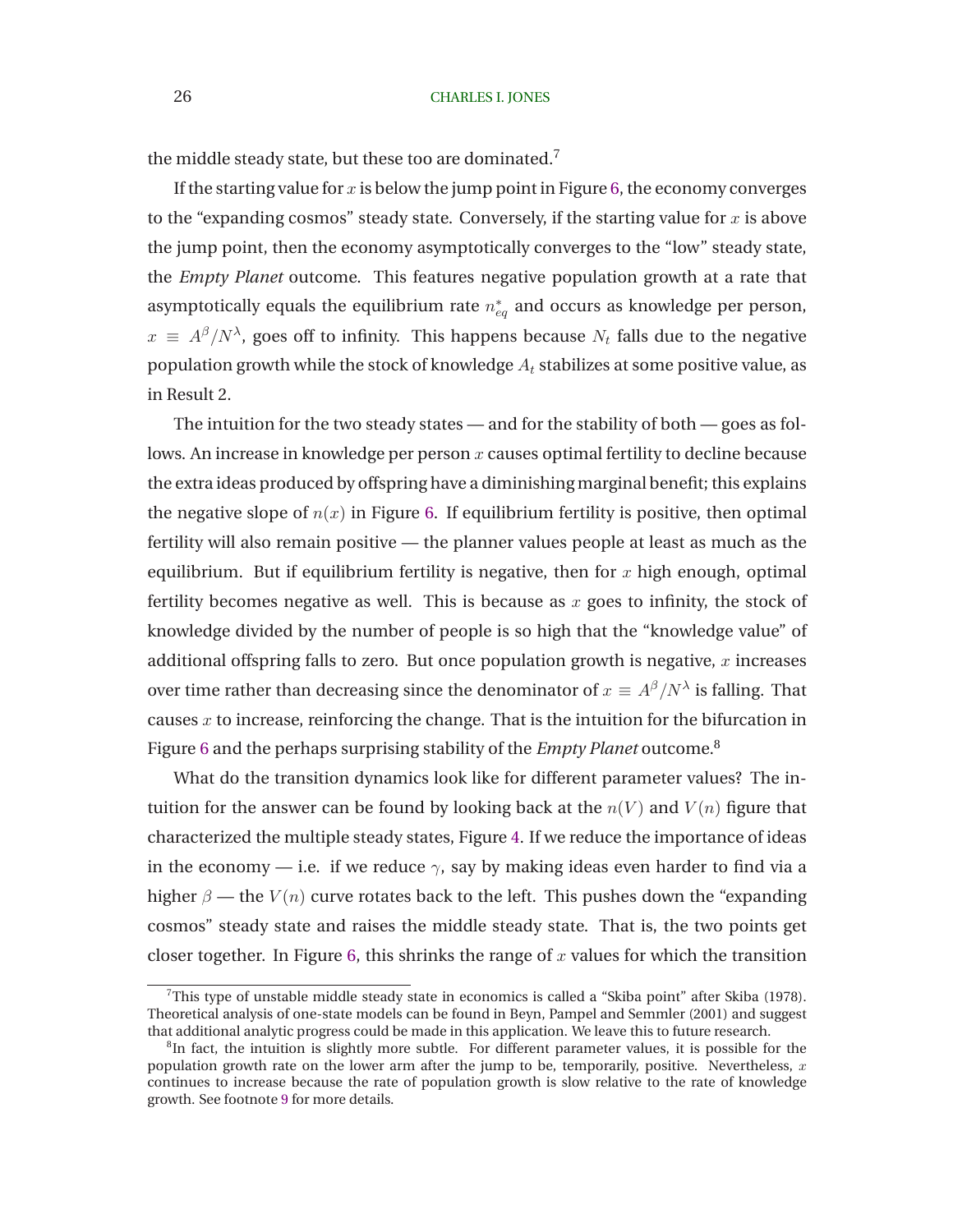the middle steady state, but these too are dominated.[7]

If the starting value for $x$ is below the jump point in Figure 6, the economy converges to the "expanding cosmos" steady state. Conversely, if the starting value for $x$ is above the jump point, then the economy asymptotically converges to the "low" steady state, the *Empty Planet* outcome. This features negative population growth at a rate that asymptotically equals the equilibrium rate $n^*_{eq}$ and occurs as knowledge per person, $x \equiv A^\beta/N^\lambda$, goes off to infinity. This happens because $N_t$ falls due to the negative population growth while the stock of knowledge $A_t$ stabilizes at some positive value, as in Result 2.

The intuition for the two steady states — and for the stability of both — goes as follows. An increase in knowledge per person $x$ causes optimal fertility to decline because the extra ideas produced by offspring have a diminishing marginal benefit; this explains the negative slope of $n(x)$ in Figure 6. If equilibrium fertility is positive, then optimal fertility will also remain positive — the planner values people at least as much as the equilibrium. But if equilibrium fertility is negative, then for $x$ high enough, optimal fertility becomes negative as well. This is because as $x$ goes to infinity, the stock of knowledge divided by the number of people is so high that the "knowledge value" of additional offspring falls to zero. But once population growth is negative, $x$ increases over time rather than decreasing since the denominator of $x \equiv A^\beta/N^\lambda$ is falling. That causes $x$ to increase, reinforcing the change. That is the intuition for the bifurcation in Figure 6 and the perhaps surprising stability of the *Empty Planet* outcome.[8]

What do the transition dynamics look like for different parameter values? The intuition for the answer can be found by looking back at the $n(V)$ and $V(n)$ figure that characterized the multiple steady states, Figure 4. If we reduce the importance of ideas in the economy — i.e. if we reduce $\gamma$, say by making ideas even harder to find via a higher $\beta$ — the $V(n)$ curve rotates back to the left. This pushes down the "expanding cosmos" steady state and raises the middle steady state. That is, the two points get closer together. In Figure 6, this shrinks the range of $x$ values for which the transition

[7] This type of unstable middle steady state in economics is called a "Skiba point" after Skiba (1978). Theoretical analysis of one-state models can be found in Beyn, Pampel and Semmler (2001) and suggest that additional analytic progress could be made in this application. We leave this to future research.

[8] In fact, the intuition is slightly more subtle. For different parameter values, it is possible for the population growth rate on the lower arm after the jump to be, temporarily, positive. Nevertheless, $x$ continues to increase because the rate of population growth is slow relative to the rate of knowledge growth. See footnote 9 for more details.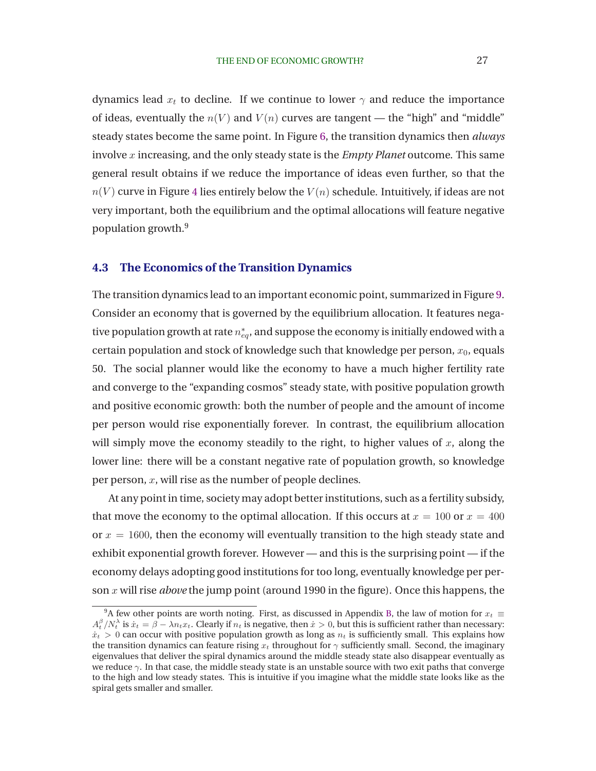dynamics lead $x_t$ to decline. If we continue to lower $\gamma$ and reduce the importance of ideas, eventually the $n(V)$ and $V(n)$ curves are tangent — the "high" and "middle" steady states become the same point. In Figure 6, the transition dynamics then *always* involve $x$ increasing, and the only steady state is the *Empty Planet* outcome. This same general result obtains if we reduce the importance of ideas even further, so that the $n(V)$ curve in Figure 4 lies entirely below the $V(n)$ schedule. Intuitively, if ideas are not very important, both the equilibrium and the optimal allocations will feature negative population growth.[9]

### 4.3 The Economics of the Transition Dynamics

The transition dynamics lead to an important economic point, summarized in Figure 9. Consider an economy that is governed by the equilibrium allocation. It features negative population growth at rate $n^*_{eq}$, and suppose the economy is initially endowed with a certain population and stock of knowledge such that knowledge per person, $x_0$, equals 50. The social planner would like the economy to have a much higher fertility rate and converge to the "expanding cosmos" steady state, with positive population growth and positive economic growth: both the number of people and the amount of income per person would rise exponentially forever. In contrast, the equilibrium allocation will simply move the economy steadily to the right, to higher values of $x$, along the lower line: there will be a constant negative rate of population growth, so knowledge per person, $x$, will rise as the number of people declines.

At any point in time, society may adopt better institutions, such as a fertility subsidy, that move the economy to the optimal allocation. If this occurs at $x = 100$ or $x = 400$ or $x = 1600$, then the economy will eventually transition to the high steady state and exhibit exponential growth forever. However — and this is the surprising point — if the economy delays adopting good institutions for too long, eventually knowledge per person $x$ will rise *above* the jump point (around 1990 in the figure). Once this happens, the

[9] A few other points are worth noting. First, as discussed in Appendix B, the law of motion for $x_t \equiv A_t^\beta / N_t^\lambda$ is $\dot{x}_t = \beta - \lambda n_t x_t$. Clearly if $n_t$ is negative, then $\dot{x} > 0$, but this is sufficient rather than necessary: $\dot{x}_t > 0$ can occur with positive population growth as long as $n_t$ is sufficiently small. This explains how the transition dynamics can feature rising $x_t$ throughout for $\gamma$ sufficiently small. Second, the imaginary eigenvalues that deliver the spiral dynamics around the middle steady state also disappear eventually as we reduce $\gamma$. In that case, the middle steady state is an unstable source with two exit paths that converge to the high and low steady states. This is intuitive if you imagine what the middle state looks like as the spiral gets smaller and smaller.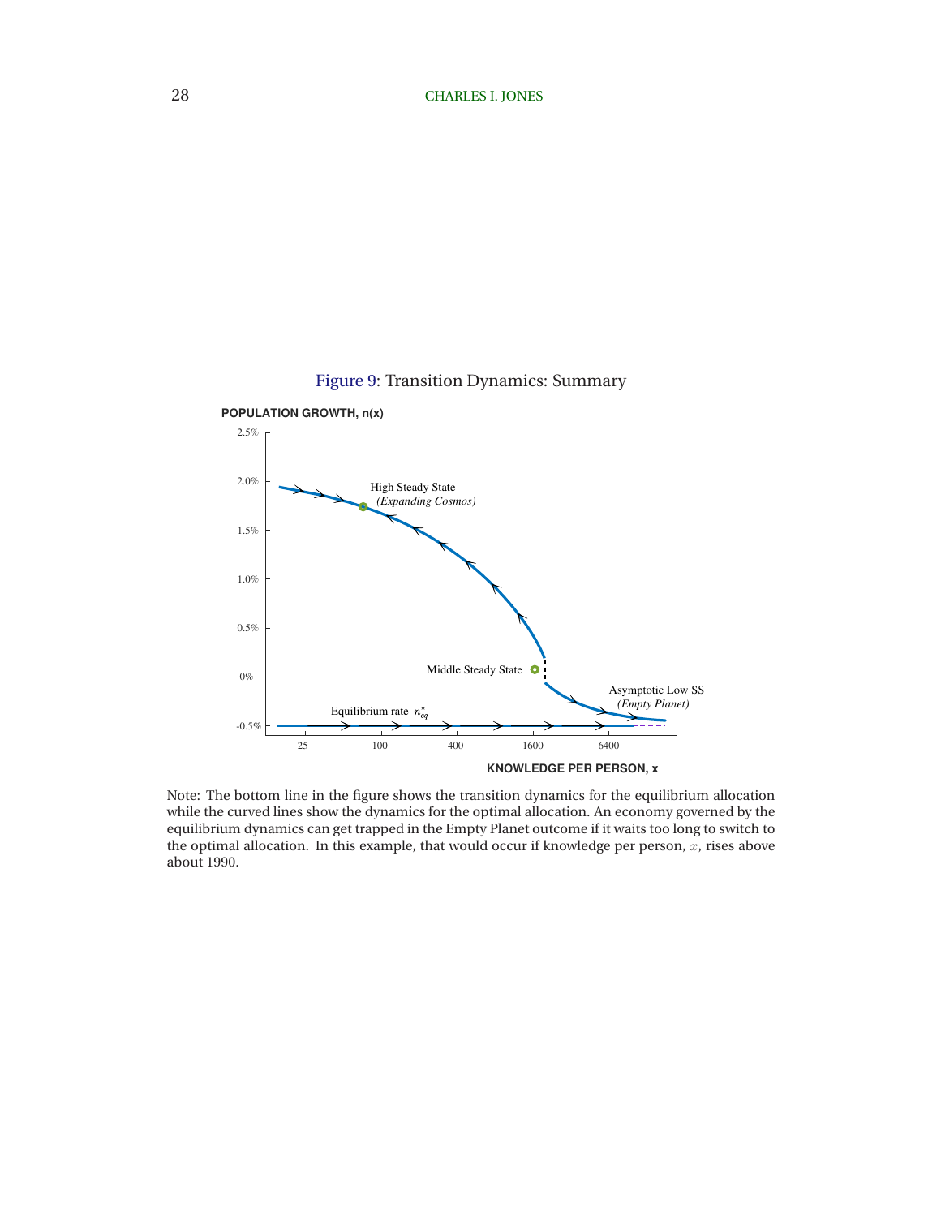Figure 9: Transition Dynamics: Summary

Note: The bottom line in the figure shows the transition dynamics for the equilibrium allocation while the curved lines show the dynamics for the optimal allocation. An economy governed by the equilibrium dynamics can get trapped in the Empty Planet outcome if it waits too long to switch to the optimal allocation. In this example, that would occur if knowledge per person, $x$, rises above about 1990.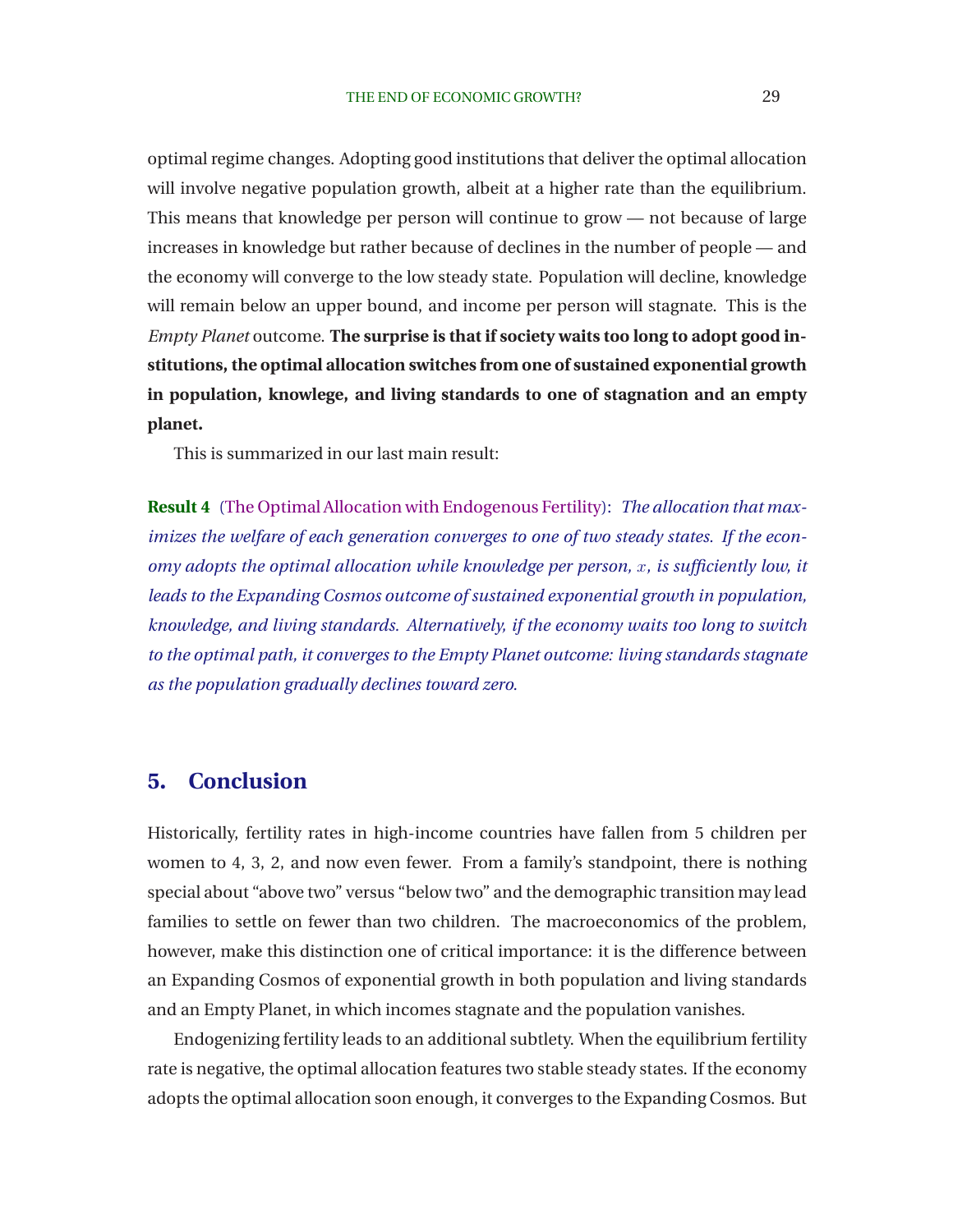optimal regime changes. Adopting good institutions that deliver the optimal allocation will involve negative population growth, albeit at a higher rate than the equilibrium. This means that knowledge per person will continue to grow — not because of large increases in knowledge but rather because of declines in the number of people — and the economy will converge to the low steady state. Population will decline, knowledge will remain below an upper bound, and income per person will stagnate. This is the *Empty Planet* outcome. **The surprise is that if society waits too long to adopt good institutions, the optimal allocation switches from one of sustained exponential growth in population, knowlege, and living standards to one of stagnation and an empty planet.**

This is summarized in our last main result:

**Result 4** (The Optimal Allocation with Endogenous Fertility): *The allocation that maximizes the welfare of each generation converges to one of two steady states. If the economy adopts the optimal allocation while knowledge per person, $x$, is sufficiently low, it leads to the Expanding Cosmos outcome of sustained exponential growth in population, knowledge, and living standards. Alternatively, if the economy waits too long to switch to the optimal path, it converges to the Empty Planet outcome: living standards stagnate as the population gradually declines toward zero.*

## 5. Conclusion

Historically, fertility rates in high-income countries have fallen from 5 children per women to 4, 3, 2, and now even fewer. From a family's standpoint, there is nothing special about "above two" versus "below two" and the demographic transition may lead families to settle on fewer than two children. The macroeconomics of the problem, however, make this distinction one of critical importance: it is the difference between an Expanding Cosmos of exponential growth in both population and living standards and an Empty Planet, in which incomes stagnate and the population vanishes.

Endogenizing fertility leads to an additional subtlety. When the equilibrium fertility rate is negative, the optimal allocation features two stable steady states. If the economy adopts the optimal allocation soon enough, it converges to the Expanding Cosmos. But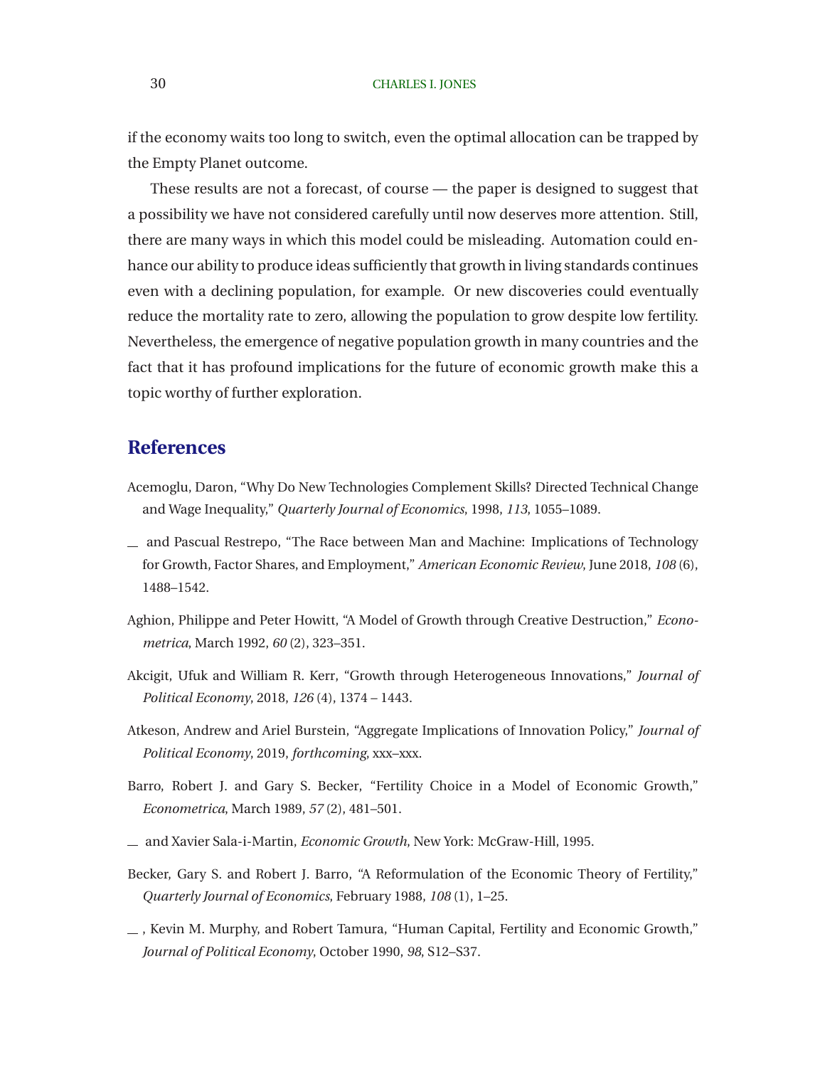if the economy waits too long to switch, even the optimal allocation can be trapped by the Empty Planet outcome.

These results are not a forecast, of course — the paper is designed to suggest that a possibility we have not considered carefully until now deserves more attention. Still, there are many ways in which this model could be misleading. Automation could enhance our ability to produce ideas sufficiently that growth in living standards continues even with a declining population, for example. Or new discoveries could eventually reduce the mortality rate to zero, allowing the population to grow despite low fertility. Nevertheless, the emergence of negative population growth in many countries and the fact that it has profound implications for the future of economic growth make this a topic worthy of further exploration.

## References

Acemoglu, Daron, "Why Do New Technologies Complement Skills? Directed Technical Change and Wage Inequality," *Quarterly Journal of Economics*, 1998, *113*, 1055–1089.

\_\_ and Pascual Restrepo, "The Race between Man and Machine: Implications of Technology for Growth, Factor Shares, and Employment," *American Economic Review*, June 2018, *108* (6), 1488–1542.

Aghion, Philippe and Peter Howitt, "A Model of Growth through Creative Destruction," *Econometrica*, March 1992, *60* (2), 323–351.

Akcigit, Ufuk and William R. Kerr, "Growth through Heterogeneous Innovations," *Journal of Political Economy*, 2018, *126* (4), 1374 – 1443.

Atkeson, Andrew and Ariel Burstein, "Aggregate Implications of Innovation Policy," *Journal of Political Economy*, 2019, *forthcoming*, xxx–xxx.

Barro, Robert J. and Gary S. Becker, "Fertility Choice in a Model of Economic Growth," *Econometrica*, March 1989, *57* (2), 481–501.

\_\_ and Xavier Sala-i-Martin, *Economic Growth*, New York: McGraw-Hill, 1995.

Becker, Gary S. and Robert J. Barro, "A Reformulation of the Economic Theory of Fertility," *Quarterly Journal of Economics*, February 1988, *108* (1), 1–25.

\_\_ , Kevin M. Murphy, and Robert Tamura, "Human Capital, Fertility and Economic Growth," *Journal of Political Economy*, October 1990, *98*, S12–S37.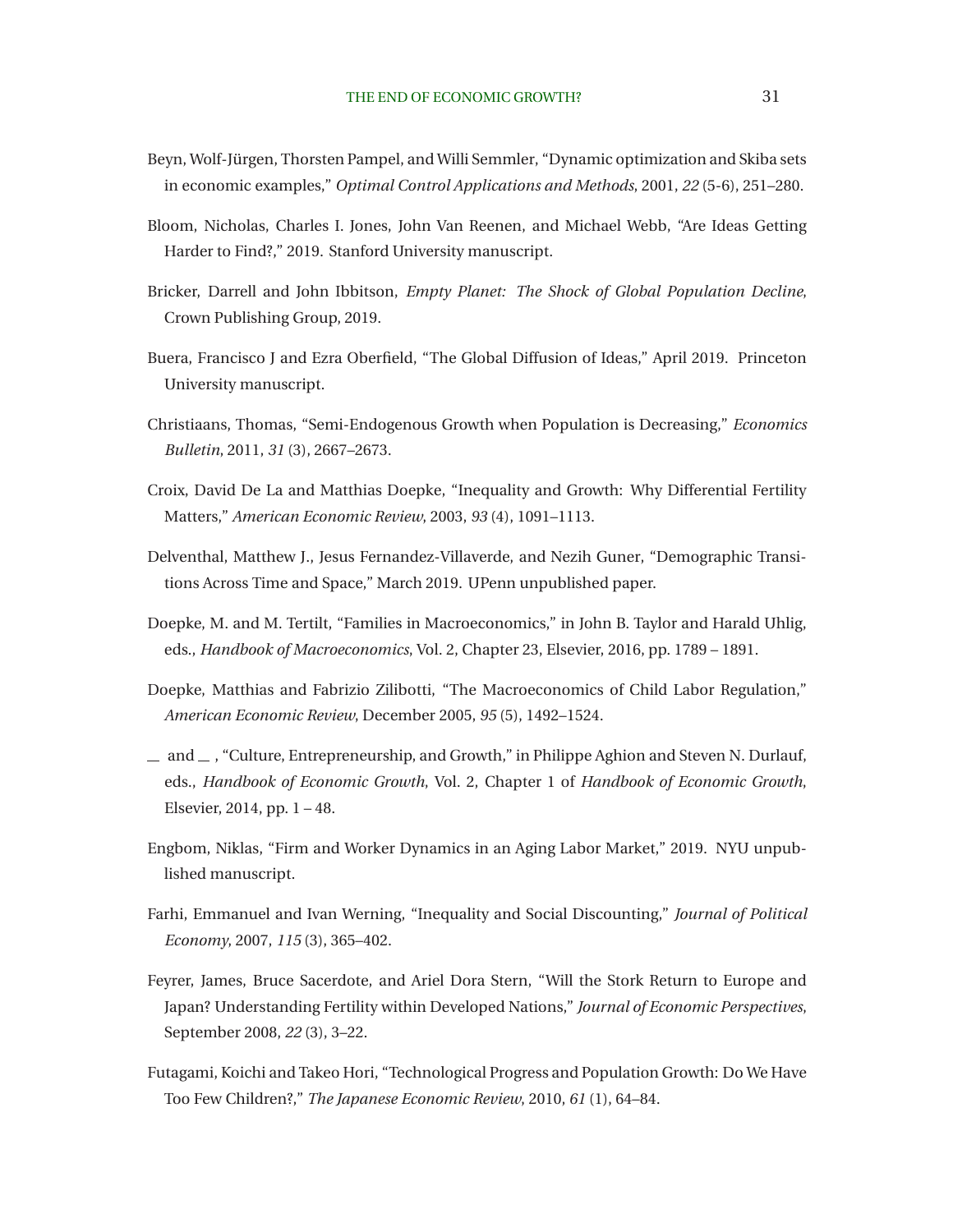Beyn, Wolf-Jürgen, Thorsten Pampel, and Willi Semmler, "Dynamic optimization and Skiba sets in economic examples," *Optimal Control Applications and Methods*, 2001, *22* (5-6), 251–280.

Bloom, Nicholas, Charles I. Jones, John Van Reenen, and Michael Webb, "Are Ideas Getting Harder to Find?," 2019. Stanford University manuscript.

Bricker, Darrell and John Ibbitson, *Empty Planet: The Shock of Global Population Decline*, Crown Publishing Group, 2019.

Buera, Francisco J and Ezra Oberfield, "The Global Diffusion of Ideas," April 2019. Princeton University manuscript.

Christiaans, Thomas, "Semi-Endogenous Growth when Population is Decreasing," *Economics Bulletin*, 2011, *31* (3), 2667–2673.

Croix, David De La and Matthias Doepke, "Inequality and Growth: Why Differential Fertility Matters," *American Economic Review*, 2003, *93* (4), 1091–1113.

Delventhal, Matthew J., Jesus Fernandez-Villaverde, and Nezih Guner, "Demographic Transitions Across Time and Space," March 2019. UPenn unpublished paper.

Doepke, M. and M. Tertilt, "Families in Macroeconomics," in John B. Taylor and Harald Uhlig, eds., *Handbook of Macroeconomics*, Vol. 2, Chapter 23, Elsevier, 2016, pp. 1789 – 1891.

Doepke, Matthias and Fabrizio Zilibotti, "The Macroeconomics of Child Labor Regulation," *American Economic Review*, December 2005, *95* (5), 1492–1524.

__ and __ , "Culture, Entrepreneurship, and Growth," in Philippe Aghion and Steven N. Durlauf, eds., *Handbook of Economic Growth*, Vol. 2, Chapter 1 of *Handbook of Economic Growth*, Elsevier, 2014, pp. 1 – 48.

Engbom, Niklas, "Firm and Worker Dynamics in an Aging Labor Market," 2019. NYU unpublished manuscript.

Farhi, Emmanuel and Ivan Werning, "Inequality and Social Discounting," *Journal of Political Economy*, 2007, *115* (3), 365–402.

Feyrer, James, Bruce Sacerdote, and Ariel Dora Stern, "Will the Stork Return to Europe and Japan? Understanding Fertility within Developed Nations," *Journal of Economic Perspectives*, September 2008, *22* (3), 3–22.

Futagami, Koichi and Takeo Hori, "Technological Progress and Population Growth: Do We Have Too Few Children?," *The Japanese Economic Review*, 2010, *61* (1), 64–84.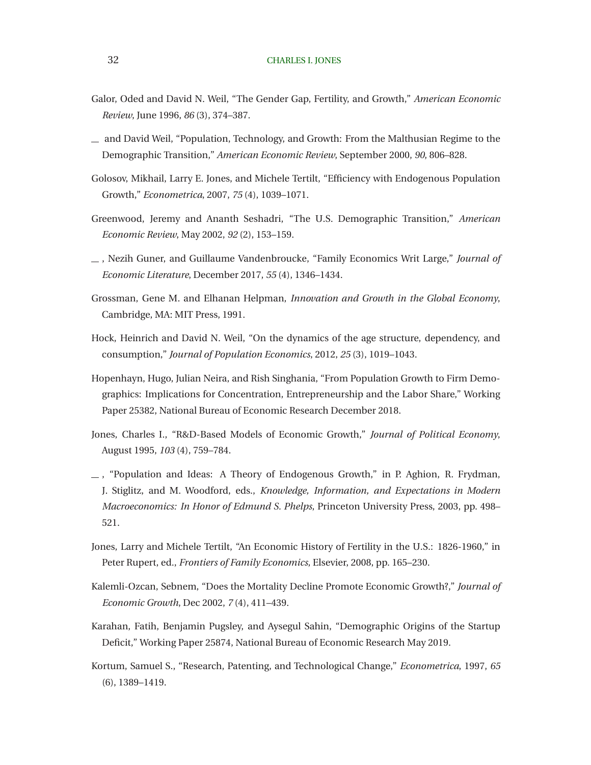Galor, Oded and David N. Weil, "The Gender Gap, Fertility, and Growth," *American Economic Review*, June 1996, *86* (3), 374–387.

__ and David Weil, "Population, Technology, and Growth: From the Malthusian Regime to the Demographic Transition," *American Economic Review*, September 2000, *90*, 806–828.

Golosov, Mikhail, Larry E. Jones, and Michele Tertilt, "Efficiency with Endogenous Population Growth," *Econometrica*, 2007, *75* (4), 1039–1071.

Greenwood, Jeremy and Ananth Seshadri, "The U.S. Demographic Transition," *American Economic Review*, May 2002, *92* (2), 153–159.

__ , Nezih Guner, and Guillaume Vandenbroucke, "Family Economics Writ Large," *Journal of Economic Literature*, December 2017, *55* (4), 1346–1434.

Grossman, Gene M. and Elhanan Helpman, *Innovation and Growth in the Global Economy*, Cambridge, MA: MIT Press, 1991.

Hock, Heinrich and David N. Weil, "On the dynamics of the age structure, dependency, and consumption," *Journal of Population Economics*, 2012, *25* (3), 1019–1043.

Hopenhayn, Hugo, Julian Neira, and Rish Singhania, "From Population Growth to Firm Demographics: Implications for Concentration, Entrepreneurship and the Labor Share," Working Paper 25382, National Bureau of Economic Research December 2018.

Jones, Charles I., "R&D-Based Models of Economic Growth," *Journal of Political Economy*, August 1995, *103* (4), 759–784.

__ , "Population and Ideas: A Theory of Endogenous Growth," in P. Aghion, R. Frydman, J. Stiglitz, and M. Woodford, eds., *Knowledge, Information, and Expectations in Modern Macroeconomics: In Honor of Edmund S. Phelps*, Princeton University Press, 2003, pp. 498–521.

Jones, Larry and Michele Tertilt, "An Economic History of Fertility in the U.S.: 1826-1960," in Peter Rupert, ed., *Frontiers of Family Economics*, Elsevier, 2008, pp. 165–230.

Kalemli-Ozcan, Sebnem, "Does the Mortality Decline Promote Economic Growth?," *Journal of Economic Growth*, Dec 2002, *7* (4), 411–439.

Karahan, Fatih, Benjamin Pugsley, and Aysegul Sahin, "Demographic Origins of the Startup Deficit," Working Paper 25874, National Bureau of Economic Research May 2019.

Kortum, Samuel S., "Research, Patenting, and Technological Change," *Econometrica*, 1997, *65* (6), 1389–1419.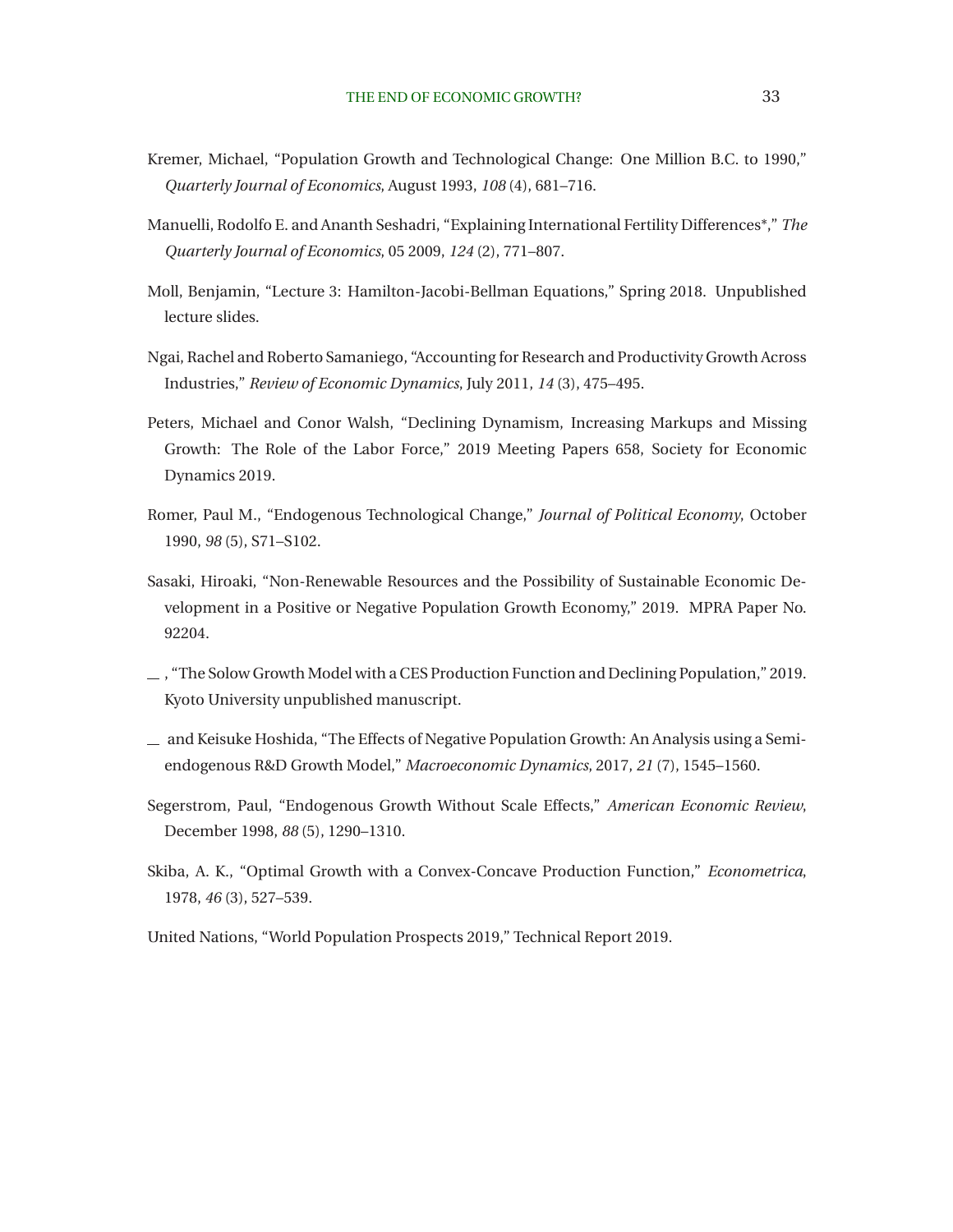Kremer, Michael, "Population Growth and Technological Change: One Million B.C. to 1990," *Quarterly Journal of Economics*, August 1993, *108* (4), 681–716.

Manuelli, Rodolfo E. and Ananth Seshadri, "Explaining International Fertility Differences*," *The Quarterly Journal of Economics*, 05 2009, *124* (2), 771–807.

Moll, Benjamin, "Lecture 3: Hamilton-Jacobi-Bellman Equations," Spring 2018. Unpublished lecture slides.

Ngai, Rachel and Roberto Samaniego, "Accounting for Research and Productivity Growth Across Industries," *Review of Economic Dynamics*, July 2011, *14* (3), 475–495.

Peters, Michael and Conor Walsh, "Declining Dynamism, Increasing Markups and Missing Growth: The Role of the Labor Force," 2019 Meeting Papers 658, Society for Economic Dynamics 2019.

Romer, Paul M., "Endogenous Technological Change," *Journal of Political Economy*, October 1990, *98* (5), S71–S102.

Sasaki, Hiroaki, "Non-Renewable Resources and the Possibility of Sustainable Economic Development in a Positive or Negative Population Growth Economy," 2019. MPRA Paper No. 92204.

\_ , "The Solow Growth Model with a CES Production Function and Declining Population," 2019. Kyoto University unpublished manuscript.

\_ and Keisuke Hoshida, "The Effects of Negative Population Growth: An Analysis using a Semi-endogenous R&D Growth Model," *Macroeconomic Dynamics*, 2017, *21* (7), 1545–1560.

Segerstrom, Paul, "Endogenous Growth Without Scale Effects," *American Economic Review*, December 1998, *88* (5), 1290–1310.

Skiba, A. K., "Optimal Growth with a Convex-Concave Production Function," *Econometrica*, 1978, *46* (3), 527–539.

United Nations, "World Population Prospects 2019," Technical Report 2019.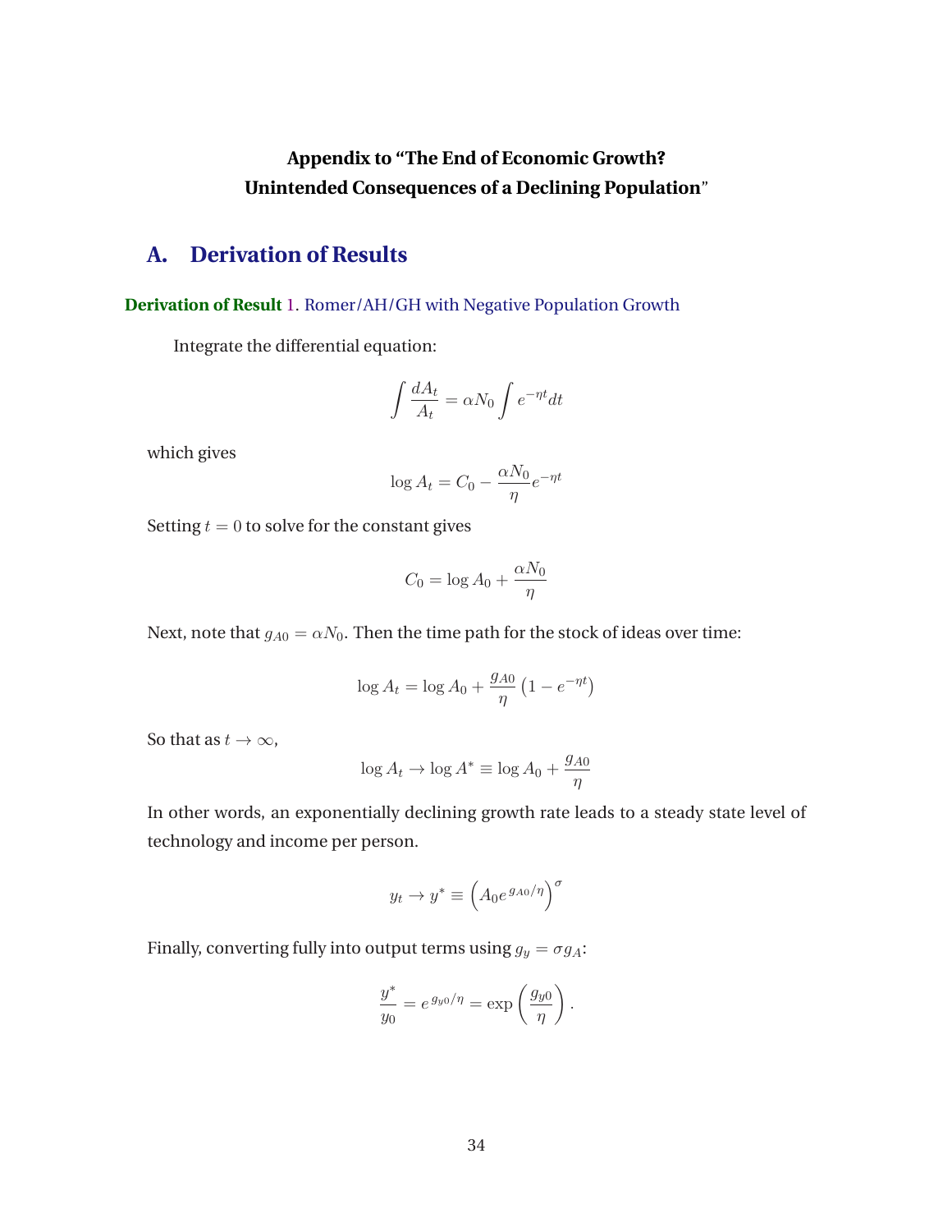**Appendix to "The End of Economic Growth? Unintended Consequences of a Declining Population"**

# A. Derivation of Results

**Derivation of Result 1.** Romer/AH/GH with Negative Population Growth

Integrate the differential equation:

$$\int \frac{dA_t}{A_t} = \alpha N_0 \int e^{-\eta t} dt$$

which gives

$$\log A_t = C_0 - \frac{\alpha N_0}{\eta} e^{-\eta t}$$

Setting $t = 0$ to solve for the constant gives

$$C_0 = \log A_0 + \frac{\alpha N_0}{\eta}$$

Next, note that $g_{A0} = \alpha N_0$. Then the time path for the stock of ideas over time:

$$\log A_t = \log A_0 + \frac{g_{A0}}{\eta} \left(1 - e^{-\eta t}\right)$$

So that as $t \to \infty$,

$$\log A_t \to \log A^* \equiv \log A_0 + \frac{g_{A0}}{\eta}$$

In other words, an exponentially declining growth rate leads to a steady state level of technology and income per person.

$$y_t \to y^* \equiv \left(A_0 e^{g_{A0}/\eta}\right)^{\sigma}$$

Finally, converting fully into output terms using $g_y = \sigma g_A$:

$$\frac{y^*}{y_0} = e^{g_{y0}/\eta} = \exp\left(\frac{g_{y0}}{\eta}\right).$$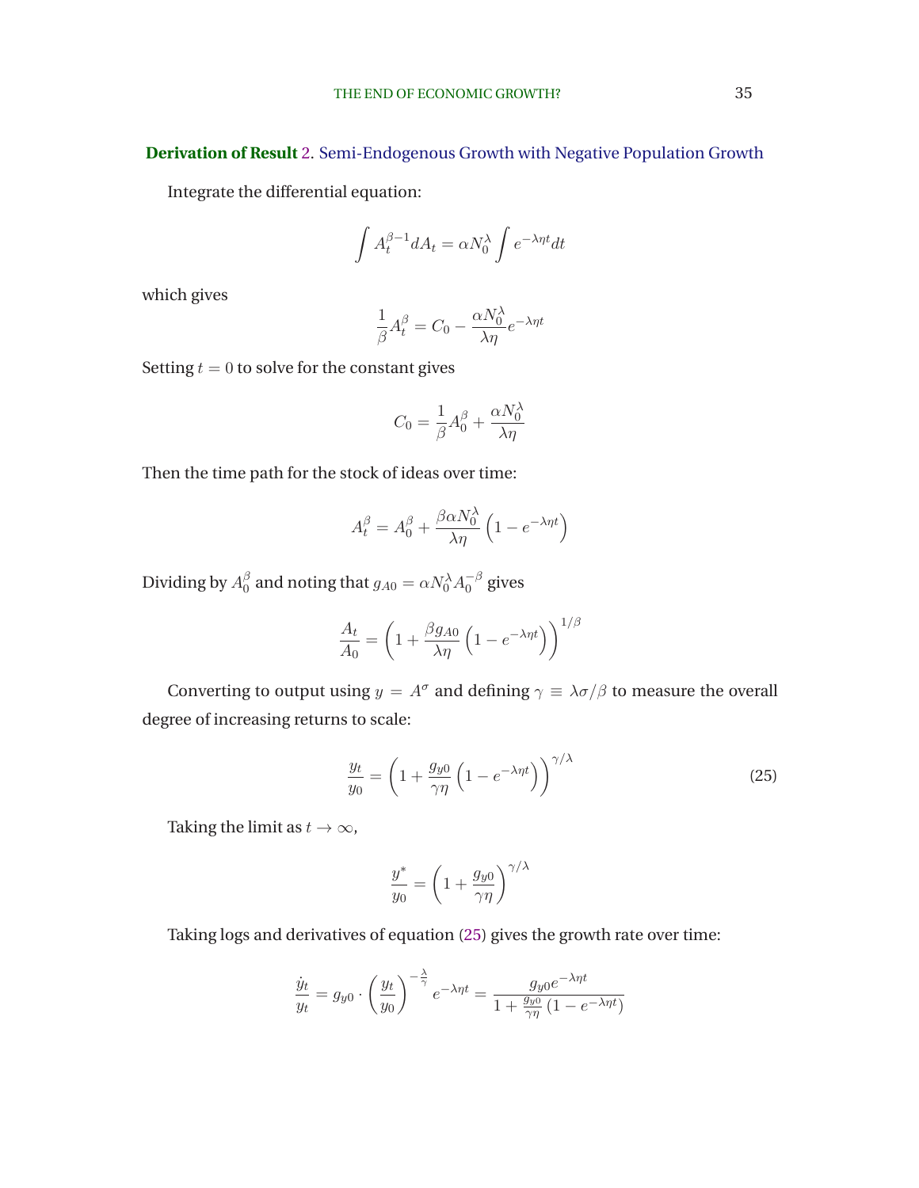**Derivation of Result 2.** Semi-Endogenous Growth with Negative Population Growth

Integrate the differential equation:

$$\int A_t^{\beta-1} dA_t = \alpha N_0^{\lambda} \int e^{-\lambda\eta t} dt$$

which gives

$$\frac{1}{\beta} A_t^{\beta} = C_0 - \frac{\alpha N_0^{\lambda}}{\lambda\eta} e^{-\lambda\eta t}$$

Setting $t = 0$ to solve for the constant gives

$$C_0 = \frac{1}{\beta} A_0^{\beta} + \frac{\alpha N_0^{\lambda}}{\lambda\eta}$$

Then the time path for the stock of ideas over time:

$$A_t^{\beta} = A_0^{\beta} + \frac{\beta\alpha N_0^{\lambda}}{\lambda\eta}\left(1 - e^{-\lambda\eta t}\right)$$

Dividing by $A_0^{\beta}$ and noting that $g_{A0} = \alpha N_0^{\lambda} A_0^{-\beta}$ gives

$$\frac{A_t}{A_0} = \left(1 + \frac{\beta g_{A0}}{\lambda\eta}\left(1 - e^{-\lambda\eta t}\right)\right)^{1/\beta}$$

Converting to output using $y = A^{\sigma}$ and defining $\gamma \equiv \lambda\sigma/\beta$ to measure the overall degree of increasing returns to scale:

$$\frac{y_t}{y_0} = \left(1 + \frac{g_{y0}}{\gamma\eta}\left(1 - e^{-\lambda\eta t}\right)\right)^{\gamma/\lambda} \tag{25}$$

Taking the limit as $t \to \infty$,

$$\frac{y^*}{y_0} = \left(1 + \frac{g_{y0}}{\gamma\eta}\right)^{\gamma/\lambda}$$

Taking logs and derivatives of equation (25) gives the growth rate over time:

$$\frac{\dot{y}_t}{y_t} = g_{y0} \cdot \left(\frac{y_t}{y_0}\right)^{-\frac{\lambda}{\gamma}} e^{-\lambda\eta t} = \frac{g_{y0} e^{-\lambda\eta t}}{1 + \frac{g_{y0}}{\gamma\eta}\left(1 - e^{-\lambda\eta t}\right)}$$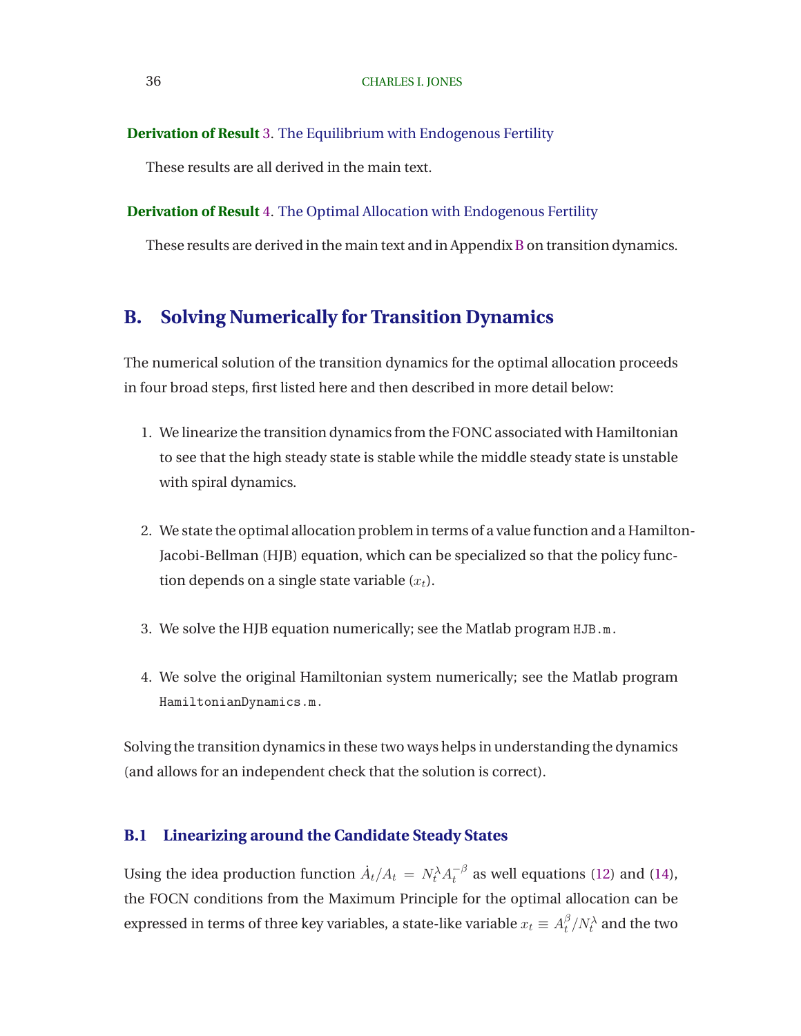**Derivation of Result 3**. The Equilibrium with Endogenous Fertility

These results are all derived in the main text.

**Derivation of Result 4**. The Optimal Allocation with Endogenous Fertility

These results are derived in the main text and in Appendix B on transition dynamics.

# B. Solving Numerically for Transition Dynamics

The numerical solution of the transition dynamics for the optimal allocation proceeds in four broad steps, first listed here and then described in more detail below:

1. We linearize the transition dynamics from the FONC associated with Hamiltonian to see that the high steady state is stable while the middle steady state is unstable with spiral dynamics.

2. We state the optimal allocation problem in terms of a value function and a Hamilton-Jacobi-Bellman (HJB) equation, which can be specialized so that the policy function depends on a single state variable ($x_t$).

3. We solve the HJB equation numerically; see the Matlab program `HJB.m`.

4. We solve the original Hamiltonian system numerically; see the Matlab program `HamiltonianDynamics.m`.

Solving the transition dynamics in these two ways helps in understanding the dynamics (and allows for an independent check that the solution is correct).

## B.1 Linearizing around the Candidate Steady States

Using the idea production function $\dot{A}_t/A_t = N_t^{\lambda} A_t^{-\beta}$ as well equations (12) and (14), the FOCN conditions from the Maximum Principle for the optimal allocation can be expressed in terms of three key variables, a state-like variable $x_t \equiv A_t^{\beta}/N_t^{\lambda}$ and the two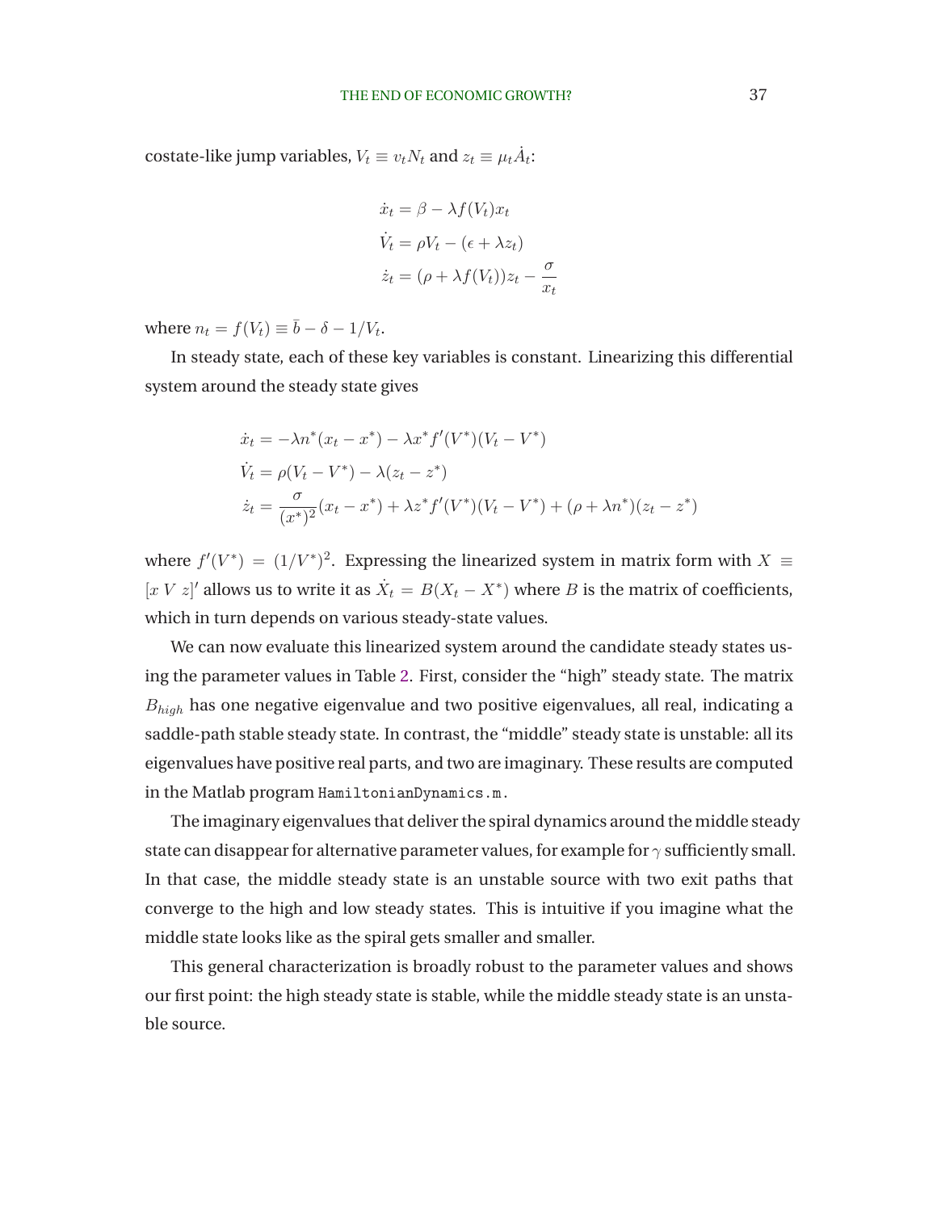costate-like jump variables, $V_t \equiv v_t N_t$ and $z_t \equiv \mu_t \dot{A}_t$:

$$
\begin{aligned}
\dot{x}_t &= \beta - \lambda f(V_t) x_t \\
\dot{V}_t &= \rho V_t - (\epsilon + \lambda z_t) \\
\dot{z}_t &= (\rho + \lambda f(V_t)) z_t - \frac{\sigma}{x_t}
\end{aligned}
$$

where $n_t = f(V_t) \equiv \bar{b} - \delta - 1/V_t$.

In steady state, each of these key variables is constant. Linearizing this differential system around the steady state gives

$$
\begin{aligned}
\dot{x}_t &= -\lambda n^*(x_t - x^*) - \lambda x^* f'(V^*)(V_t - V^*) \\
\dot{V}_t &= \rho(V_t - V^*) - \lambda(z_t - z^*) \\
\dot{z}_t &= \frac{\sigma}{(x^*)^2}(x_t - x^*) + \lambda z^* f'(V^*)(V_t - V^*) + (\rho + \lambda n^*)(z_t - z^*)
\end{aligned}
$$

where $f'(V^*) = (1/V^*)^2$. Expressing the linearized system in matrix form with $X \equiv [x\ V\ z]'$ allows us to write it as $\dot{X}_t = B(X_t - X^*)$ where $B$ is the matrix of coefficients, which in turn depends on various steady-state values.

We can now evaluate this linearized system around the candidate steady states using the parameter values in Table 2. First, consider the "high" steady state. The matrix $B_{high}$ has one negative eigenvalue and two positive eigenvalues, all real, indicating a saddle-path stable steady state. In contrast, the "middle" steady state is unstable: all its eigenvalues have positive real parts, and two are imaginary. These results are computed in the Matlab program `HamiltonianDynamics.m`.

The imaginary eigenvalues that deliver the spiral dynamics around the middle steady state can disappear for alternative parameter values, for example for $\gamma$ sufficiently small. In that case, the middle steady state is an unstable source with two exit paths that converge to the high and low steady states. This is intuitive if you imagine what the middle state looks like as the spiral gets smaller and smaller.

This general characterization is broadly robust to the parameter values and shows our first point: the high steady state is stable, while the middle steady state is an unstable source.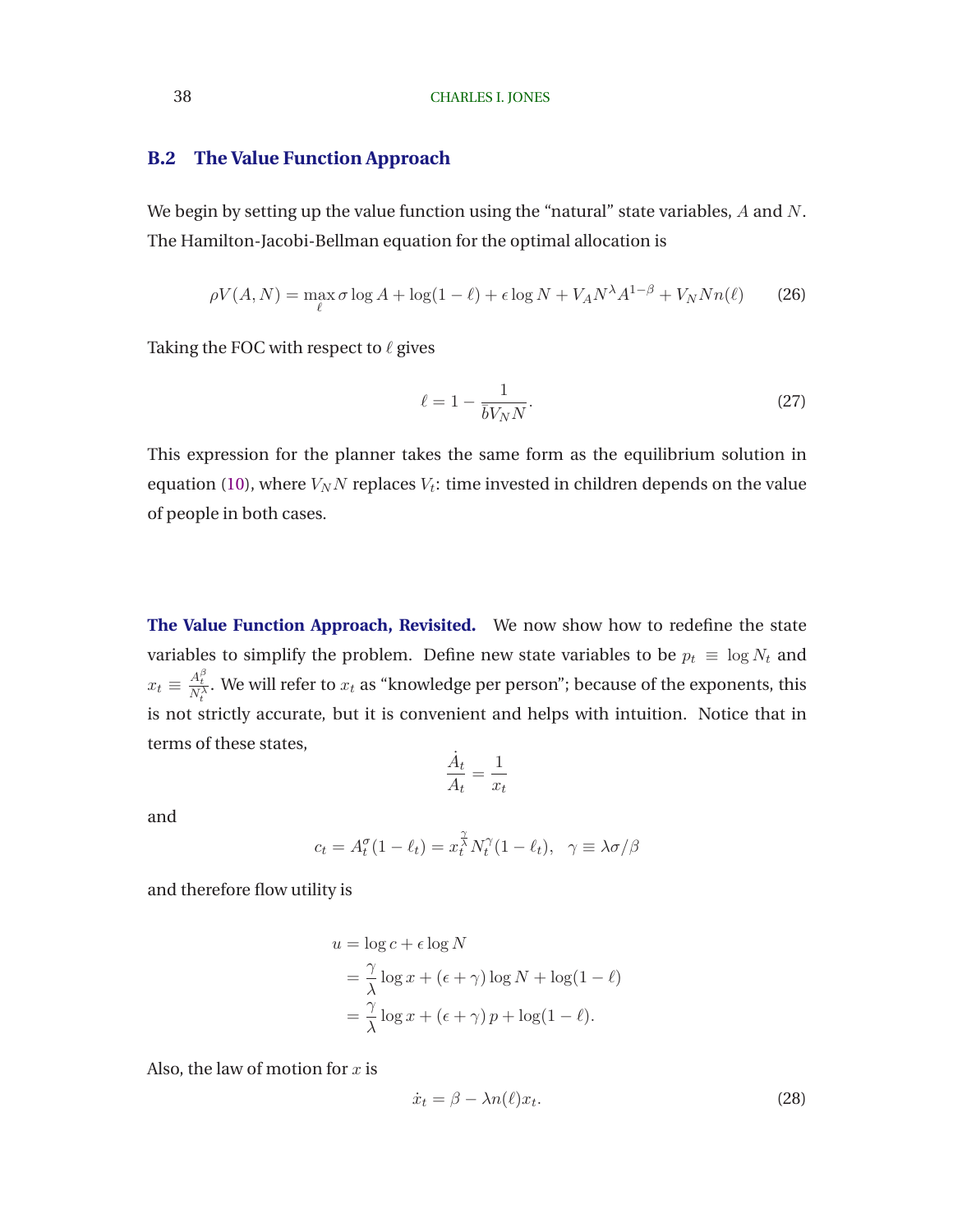### B.2 The Value Function Approach

We begin by setting up the value function using the "natural" state variables, $A$ and $N$. The Hamilton-Jacobi-Bellman equation for the optimal allocation is

$$\rho V(A,N) = \max_{\ell} \sigma \log A + \log(1-\ell) + \epsilon \log N + V_A N^{\lambda} A^{1-\beta} + V_N N n(\ell) \tag{26}$$

Taking the FOC with respect to $\ell$ gives

$$\ell = 1 - \frac{1}{\bar{b} V_N N}. \tag{27}$$

This expression for the planner takes the same form as the equilibrium solution in equation (10), where $V_N N$ replaces $V_t$: time invested in children depends on the value of people in both cases.

**The Value Function Approach, Revisited.** We now show how to redefine the state variables to simplify the problem. Define new state variables to be $p_t \equiv \log N_t$ and $x_t \equiv \frac{A_t^{\beta}}{N_t^{\lambda}}$. We will refer to $x_t$ as "knowledge per person"; because of the exponents, this is not strictly accurate, but it is convenient and helps with intuition. Notice that in terms of these states,

$$\frac{\dot{A}_t}{A_t} = \frac{1}{x_t}$$

and

$$c_t = A_t^{\sigma}(1-\ell_t) = x_t^{\frac{\gamma}{\lambda}} N_t^{\gamma}(1-\ell_t), \quad \gamma \equiv \lambda\sigma/\beta$$

and therefore flow utility is

$$\begin{aligned}
u &= \log c + \epsilon \log N \\
&= \frac{\gamma}{\lambda} \log x + (\epsilon + \gamma) \log N + \log(1-\ell) \\
&= \frac{\gamma}{\lambda} \log x + (\epsilon + \gamma)\, p + \log(1-\ell).
\end{aligned}$$

Also, the law of motion for $x$ is

$$\dot{x}_t = \beta - \lambda n(\ell) x_t. \tag{28}$$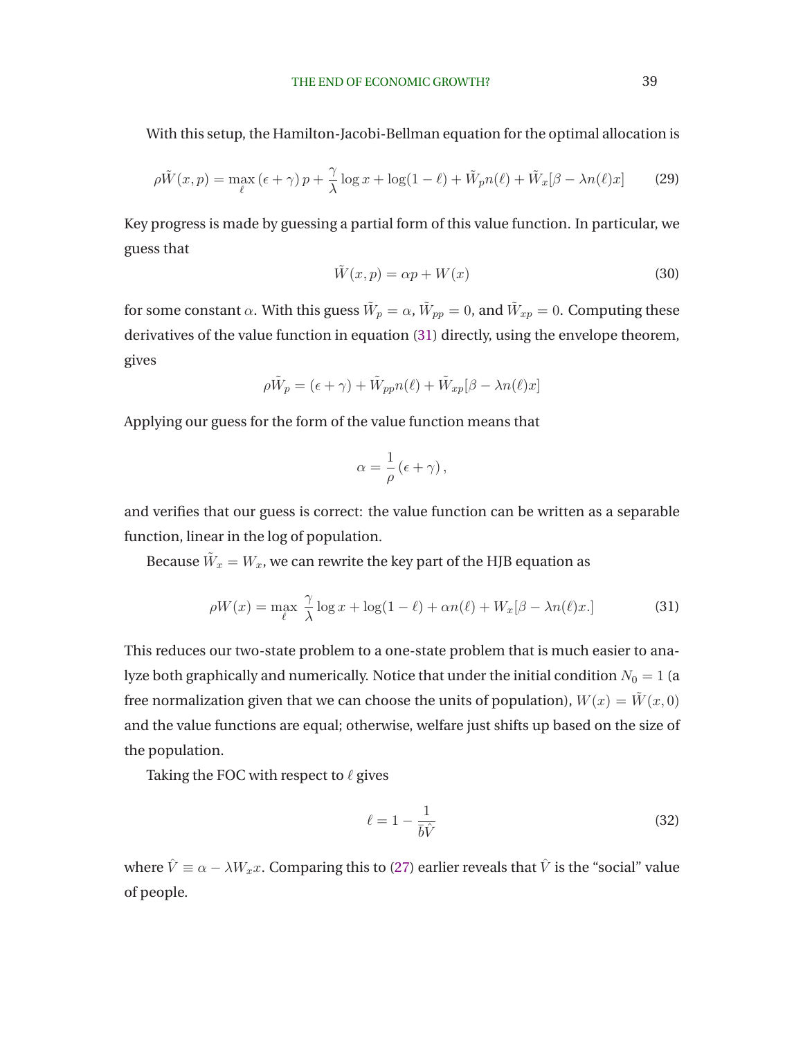With this setup, the Hamilton-Jacobi-Bellman equation for the optimal allocation is

$$\rho \tilde{W}(x,p) = \max_{\ell} \, (\epsilon + \gamma) \, p + \frac{\gamma}{\lambda} \log x + \log(1-\ell) + \tilde{W}_p n(\ell) + \tilde{W}_x[\beta - \lambda n(\ell) x] \tag{29}$$

Key progress is made by guessing a partial form of this value function. In particular, we guess that

$$\tilde{W}(x,p) = \alpha p + W(x) \tag{30}$$

for some constant $\alpha$. With this guess $\tilde{W}_p = \alpha$, $\tilde{W}_{pp} = 0$, and $\tilde{W}_{xp} = 0$. Computing these derivatives of the value function in equation (31) directly, using the envelope theorem, gives

$$\rho \tilde{W}_p = (\epsilon + \gamma) + \tilde{W}_{pp} n(\ell) + \tilde{W}_{xp}[\beta - \lambda n(\ell) x]$$

Applying our guess for the form of the value function means that

$$\alpha = \frac{1}{\rho} \left( \epsilon + \gamma \right),$$

and verifies that our guess is correct: the value function can be written as a separable function, linear in the log of population.

Because $\tilde{W}_x = W_x$, we can rewrite the key part of the HJB equation as

$$\rho W(x) = \max_{\ell} \, \frac{\gamma}{\lambda} \log x + \log(1-\ell) + \alpha n(\ell) + W_x[\beta - \lambda n(\ell) x.] \tag{31}$$

This reduces our two-state problem to a one-state problem that is much easier to analyze both graphically and numerically. Notice that under the initial condition $N_0 = 1$ (a free normalization given that we can choose the units of population), $W(x) = \tilde{W}(x, 0)$ and the value functions are equal; otherwise, welfare just shifts up based on the size of the population.

Taking the FOC with respect to $\ell$ gives

$$\ell = 1 - \frac{1}{\bar{b}\hat{V}} \tag{32}$$

where $\hat{V} \equiv \alpha - \lambda W_x x$. Comparing this to (27) earlier reveals that $\hat{V}$ is the "social" value of people.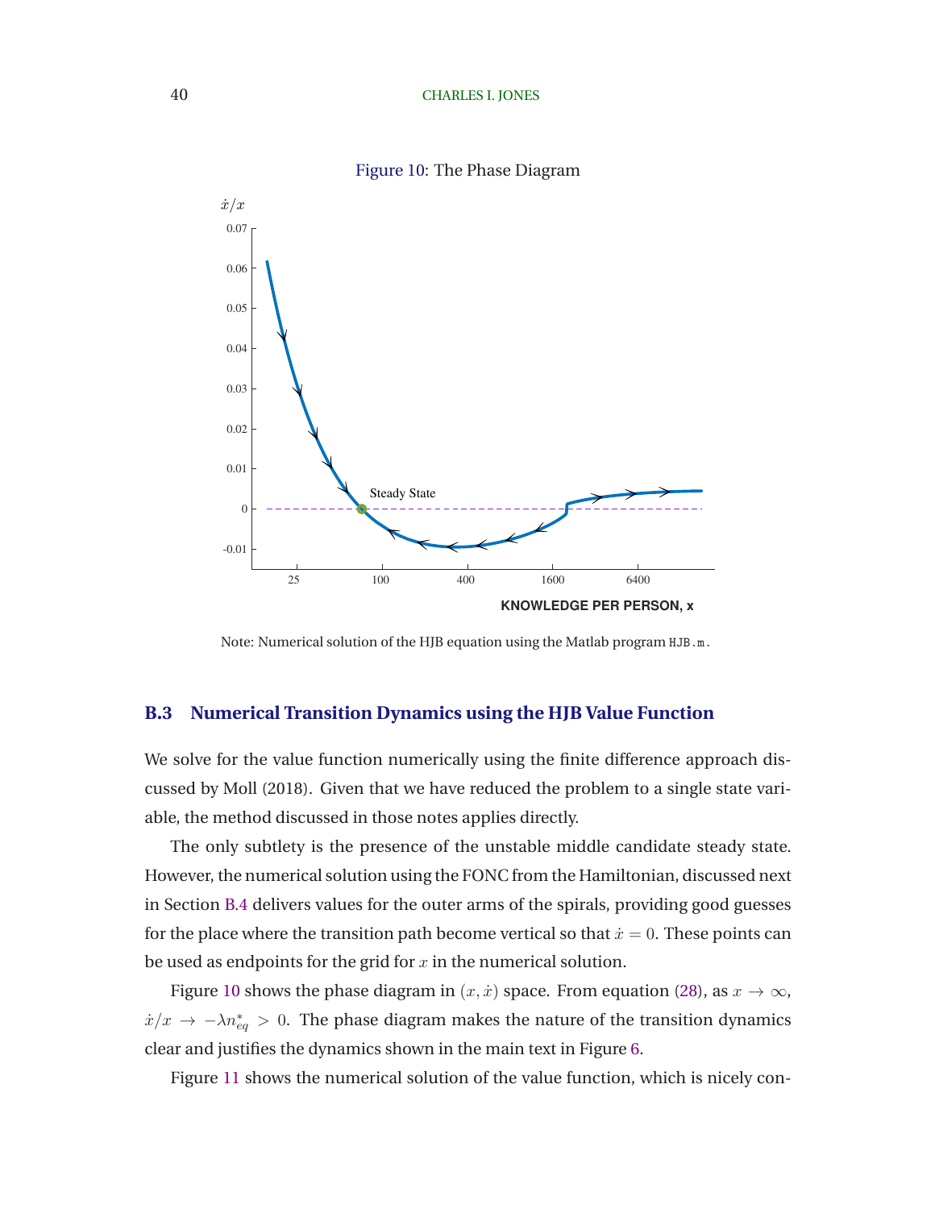Figure 10: The Phase Diagram

Note: Numerical solution of the HJB equation using the Matlab program HJB.m.

### B.3 Numerical Transition Dynamics using the HJB Value Function

We solve for the value function numerically using the finite difference approach discussed by Moll (2018). Given that we have reduced the problem to a single state variable, the method discussed in those notes applies directly.

The only subtlety is the presence of the unstable middle candidate steady state. However, the numerical solution using the FONC from the Hamiltonian, discussed next in Section B.4 delivers values for the outer arms of the spirals, providing good guesses for the place where the transition path become vertical so that $\dot{x} = 0$. These points can be used as endpoints for the grid for $x$ in the numerical solution.

Figure 10 shows the phase diagram in $(x, \dot{x})$ space. From equation (28), as $x \to \infty$, $\dot{x}/x \to -\lambda n^*_{eq} > 0$. The phase diagram makes the nature of the transition dynamics clear and justifies the dynamics shown in the main text in Figure 6.

Figure 11 shows the numerical solution of the value function, which is nicely con-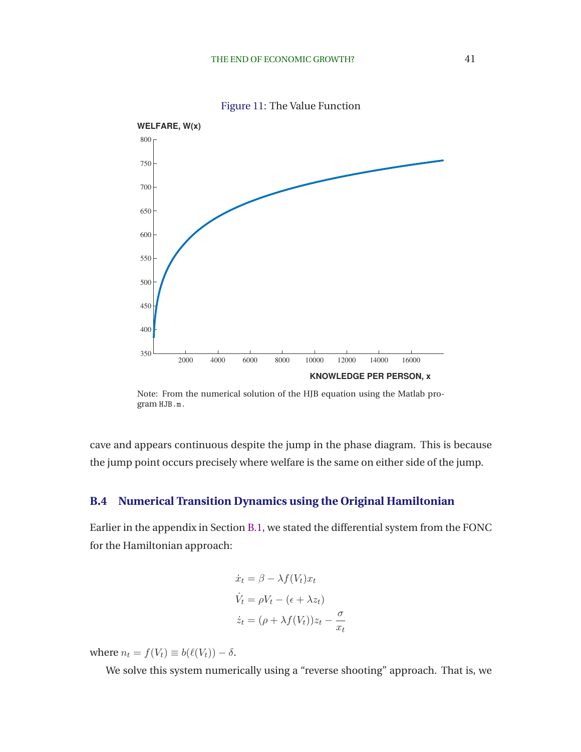Figure 11: The Value Function

Note: From the numerical solution of the HJB equation using the Matlab program HJB.m.

cave and appears continuous despite the jump in the phase diagram. This is because the jump point occurs precisely where welfare is the same on either side of the jump.

## B.4 Numerical Transition Dynamics using the Original Hamiltonian

Earlier in the appendix in Section B.1, we stated the differential system from the FONC for the Hamiltonian approach:

$$
\begin{aligned}
\dot{x}_t &= \beta - \lambda f(V_t) x_t \\
\dot{V}_t &= \rho V_t - (\epsilon + \lambda z_t) \\
\dot{z}_t &= (\rho + \lambda f(V_t)) z_t - \frac{\sigma}{x_t}
\end{aligned}
$$

where $n_t = f(V_t) \equiv b(\ell(V_t)) - \delta$.

We solve this system numerically using a "reverse shooting" approach. That is, we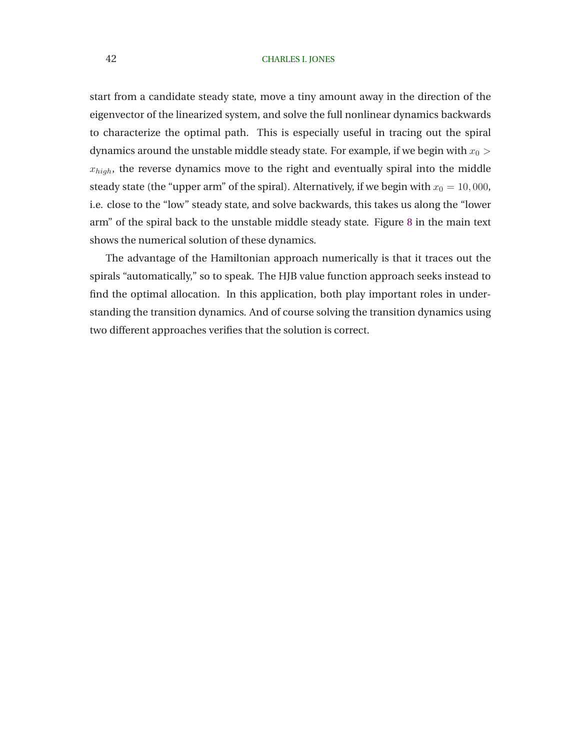start from a candidate steady state, move a tiny amount away in the direction of the eigenvector of the linearized system, and solve the full nonlinear dynamics backwards to characterize the optimal path. This is especially useful in tracing out the spiral dynamics around the unstable middle steady state. For example, if we begin with $x_0 > x_{high}$, the reverse dynamics move to the right and eventually spiral into the middle steady state (the "upper arm" of the spiral). Alternatively, if we begin with $x_0 = 10,000$, i.e. close to the "low" steady state, and solve backwards, this takes us along the "lower arm" of the spiral back to the unstable middle steady state. Figure 8 in the main text shows the numerical solution of these dynamics.

The advantage of the Hamiltonian approach numerically is that it traces out the spirals "automatically," so to speak. The HJB value function approach seeks instead to find the optimal allocation. In this application, both play important roles in understanding the transition dynamics. And of course solving the transition dynamics using two different approaches verifies that the solution is correct.